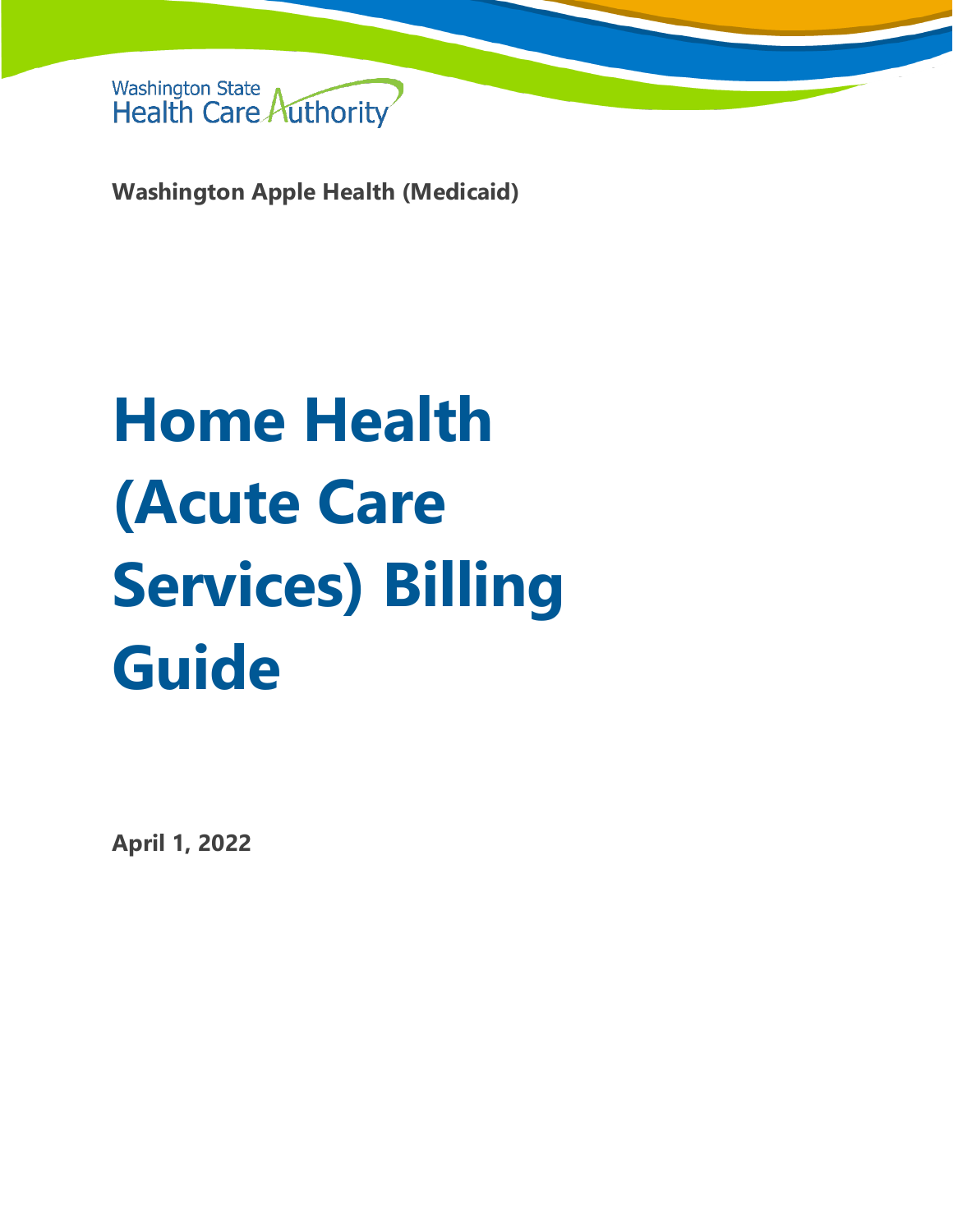Washington State Health Care Authority

**Washington Apple Health (Medicaid)**

# Home Health (Acute Care Services) Billing Guide

**April 1, 2022**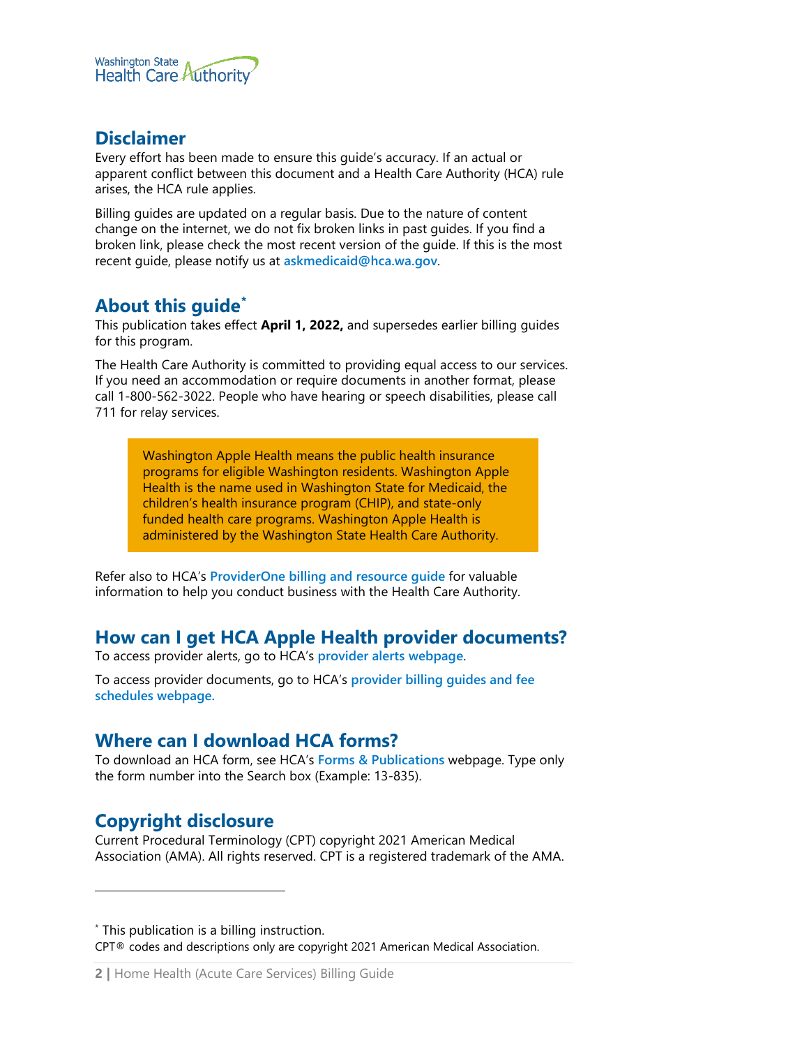## Disclaimer

Every effort has been made to ensure this guide's accuracy. If an actual or apparent conflict between this document and a Health Care Authority (HCA) rule arises, the HCA rule applies.

Billing guides are updated on a regular basis. Due to the nature of content change on the internet, we do not fix broken links in past guides. If you find a broken link, please check the most recent version of the guide. If this is the most recent guide, please notify us at **askmedicaid@hca.wa.gov**.

## About this guide*

This publication takes effect **April 1, 2022,** and supersedes earlier billing guides for this program.

The Health Care Authority is committed to providing equal access to our services. If you need an accommodation or require documents in another format, please call 1-800-562-3022. People who have hearing or speech disabilities, please call 711 for relay services.

> Washington Apple Health means the public health insurance programs for eligible Washington residents. Washington Apple Health is the name used in Washington State for Medicaid, the children's health insurance program (CHIP), and state-only funded health care programs. Washington Apple Health is administered by the Washington State Health Care Authority.

Refer also to HCA's **ProviderOne billing and resource guide** for valuable information to help you conduct business with the Health Care Authority.

## How can I get HCA Apple Health provider documents?

To access provider alerts, go to HCA's **provider alerts webpage**.

To access provider documents, go to HCA's **provider billing guides and fee schedules webpage.**

## Where can I download HCA forms?

To download an HCA form, see HCA's **Forms & Publications** webpage. Type only the form number into the Search box (Example: 13-835).

## Copyright disclosure

Current Procedural Terminology (CPT) copyright 2021 American Medical Association (AMA). All rights reserved. CPT is a registered trademark of the AMA.

---

* This publication is a billing instruction.

CPT® codes and descriptions only are copyright 2021 American Medical Association.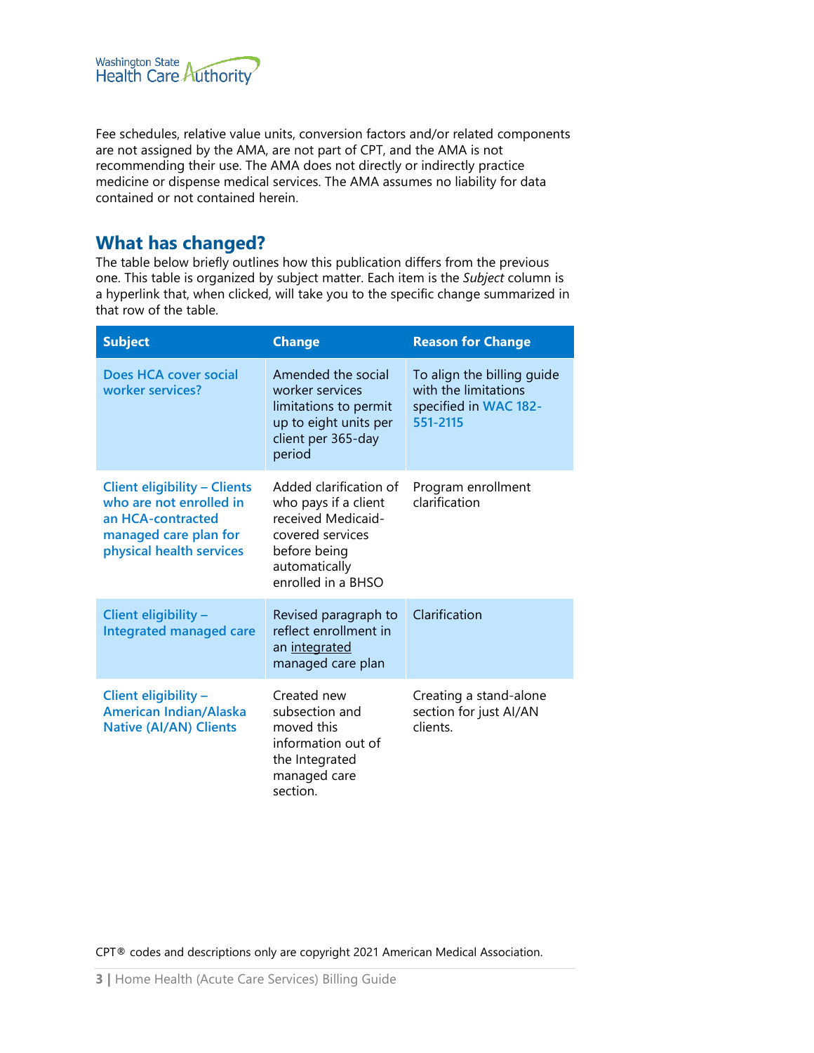Fee schedules, relative value units, conversion factors and/or related components are not assigned by the AMA, are not part of CPT, and the AMA is not recommending their use. The AMA does not directly or indirectly practice medicine or dispense medical services. The AMA assumes no liability for data contained or not contained herein.

## What has changed?

The table below briefly outlines how this publication differs from the previous one. This table is organized by subject matter. Each item is the *Subject* column is a hyperlink that, when clicked, will take you to the specific change summarized in that row of the table.

| Subject | Change | Reason for Change |
|---|---|---|
| Does HCA cover social worker services? | Amended the social worker services limitations to permit up to eight units per client per 365-day period | To align the billing guide with the limitations specified in WAC 182-551-2115 |
| Client eligibility – Clients who are not enrolled in an HCA-contracted managed care plan for physical health services | Added clarification of who pays if a client received Medicaid-covered services before being automatically enrolled in a BHSO | Program enrollment clarification |
| Client eligibility – Integrated managed care | Revised paragraph to reflect enrollment in an integrated managed care plan | Clarification |
| Client eligibility – American Indian/Alaska Native (AI/AN) Clients | Created new subsection and moved this information out of the Integrated managed care section. | Creating a stand-alone section for just AI/AN clients. |

CPT® codes and descriptions only are copyright 2021 American Medical Association.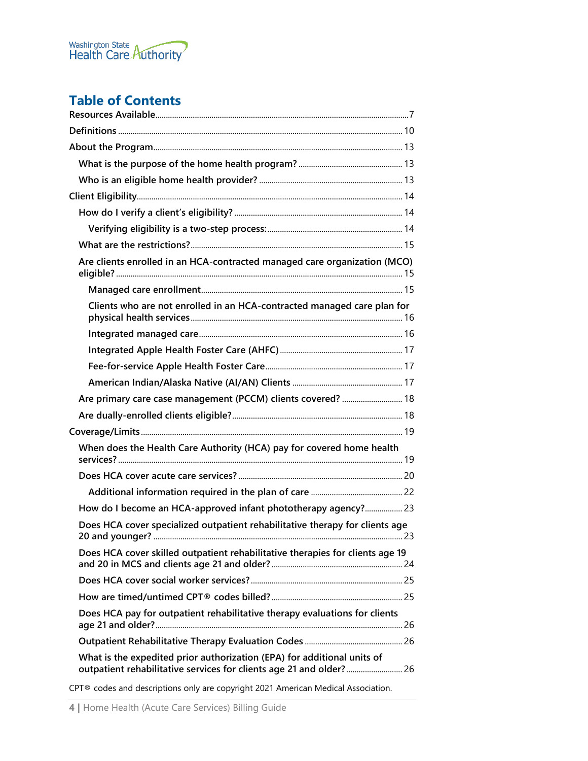# Table of Contents

- Resources Available ... 7
- Definitions ... 10
- About the Program ... 13
  - What is the purpose of the home health program? ... 13
  - Who is an eligible home health provider? ... 13
- Client Eligibility ... 14
  - How do I verify a client's eligibility? ... 14
    - Verifying eligibility is a two-step process: ... 14
  - What are the restrictions? ... 15
  - Are clients enrolled in an HCA-contracted managed care organization (MCO) eligible? ... 15
    - Managed care enrollment ... 15
    - Clients who are not enrolled in an HCA-contracted managed care plan for physical health services ... 16
    - Integrated managed care ... 16
    - Integrated Apple Health Foster Care (AHFC) ... 17
    - Fee-for-service Apple Health Foster Care ... 17
    - American Indian/Alaska Native (AI/AN) Clients ... 17
  - Are primary care case management (PCCM) clients covered? ... 18
  - Are dually-enrolled clients eligible? ... 18
- Coverage/Limits ... 19
  - When does the Health Care Authority (HCA) pay for covered home health services? ... 19
  - Does HCA cover acute care services? ... 20
    - Additional information required in the plan of care ... 22
  - How do I become an HCA-approved infant phototherapy agency? ... 23
  - Does HCA cover specialized outpatient rehabilitative therapy for clients age 20 and younger? ... 23
  - Does HCA cover skilled outpatient rehabilitative therapies for clients age 19 and 20 in MCS and clients age 21 and older? ... 24
  - Does HCA cover social worker services? ... 25
  - How are timed/untimed CPT® codes billed? ... 25
  - Does HCA pay for outpatient rehabilitative therapy evaluations for clients age 21 and older? ... 26
  - Outpatient Rehabilitative Therapy Evaluation Codes ... 26
  - What is the expedited prior authorization (EPA) for additional units of outpatient rehabilitative services for clients age 21 and older? ... 26

CPT® codes and descriptions only are copyright 2021 American Medical Association.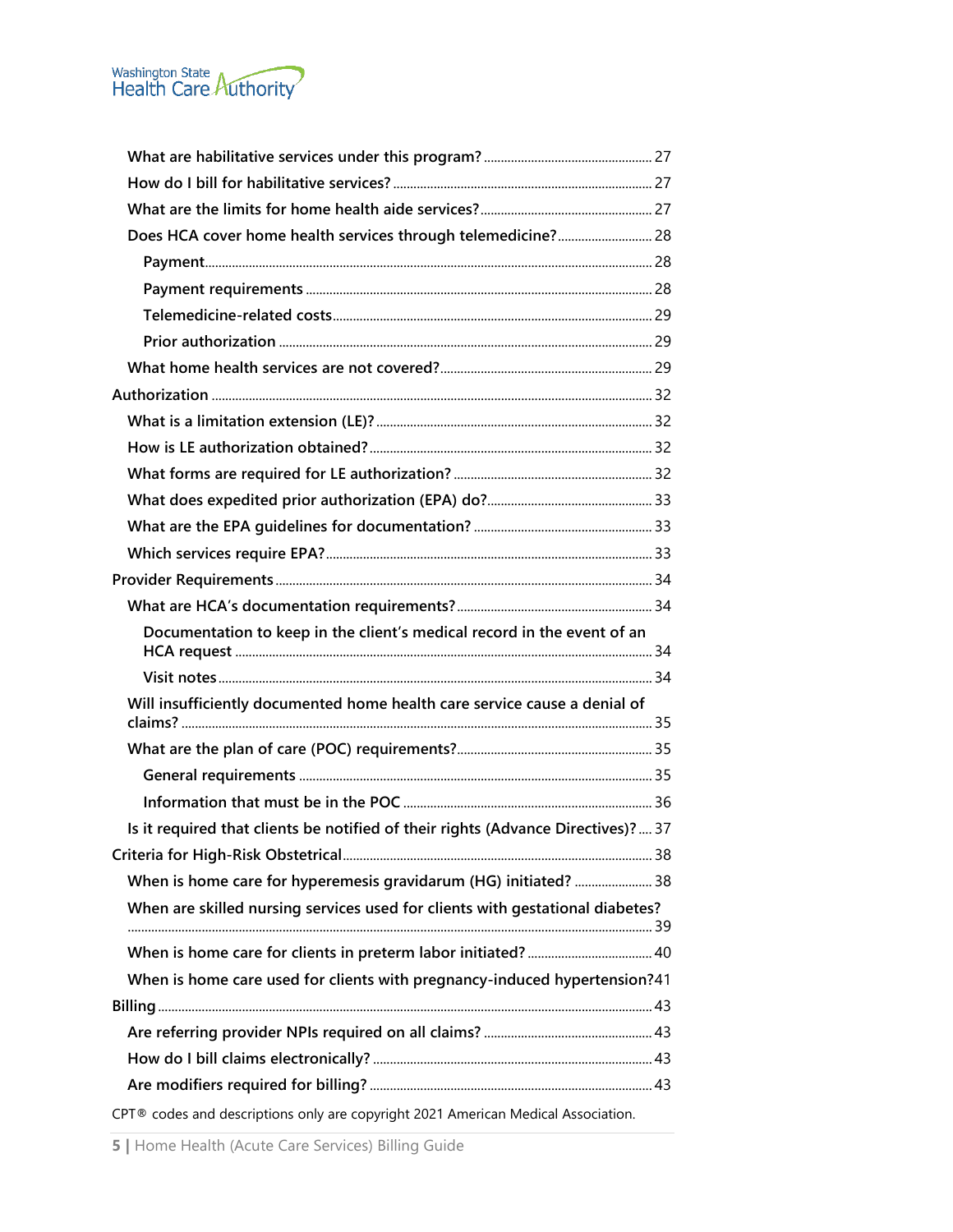- What are habilitative services under this program? ..... 27
- How do I bill for habilitative services? ..... 27
- What are the limits for home health aide services? ..... 27
- Does HCA cover home health services through telemedicine? ..... 28
  - Payment ..... 28
  - Payment requirements ..... 28
  - Telemedicine-related costs ..... 29
  - Prior authorization ..... 29
- What home health services are not covered? ..... 29

Authorization ..... 32
- What is a limitation extension (LE)? ..... 32
- How is LE authorization obtained? ..... 32
- What forms are required for LE authorization? ..... 32
- What does expedited prior authorization (EPA) do? ..... 33
- What are the EPA guidelines for documentation? ..... 33
- Which services require EPA? ..... 33

Provider Requirements ..... 34
- What are HCA's documentation requirements? ..... 34
  - Documentation to keep in the client's medical record in the event of an HCA request ..... 34
  - Visit notes ..... 34
- Will insufficiently documented home health care service cause a denial of claims? ..... 35
- What are the plan of care (POC) requirements? ..... 35
  - General requirements ..... 35
  - Information that must be in the POC ..... 36
- Is it required that clients be notified of their rights (Advance Directives)? ..... 37

Criteria for High-Risk Obstetrical ..... 38
- When is home care for hyperemesis gravidarum (HG) initiated? ..... 38
- When are skilled nursing services used for clients with gestational diabetes? ..... 39
- When is home care for clients in preterm labor initiated? ..... 40
- When is home care used for clients with pregnancy-induced hypertension? 41

Billing ..... 43
- Are referring provider NPIs required on all claims? ..... 43
- How do I bill claims electronically? ..... 43
- Are modifiers required for billing? ..... 43

CPT® codes and descriptions only are copyright 2021 American Medical Association.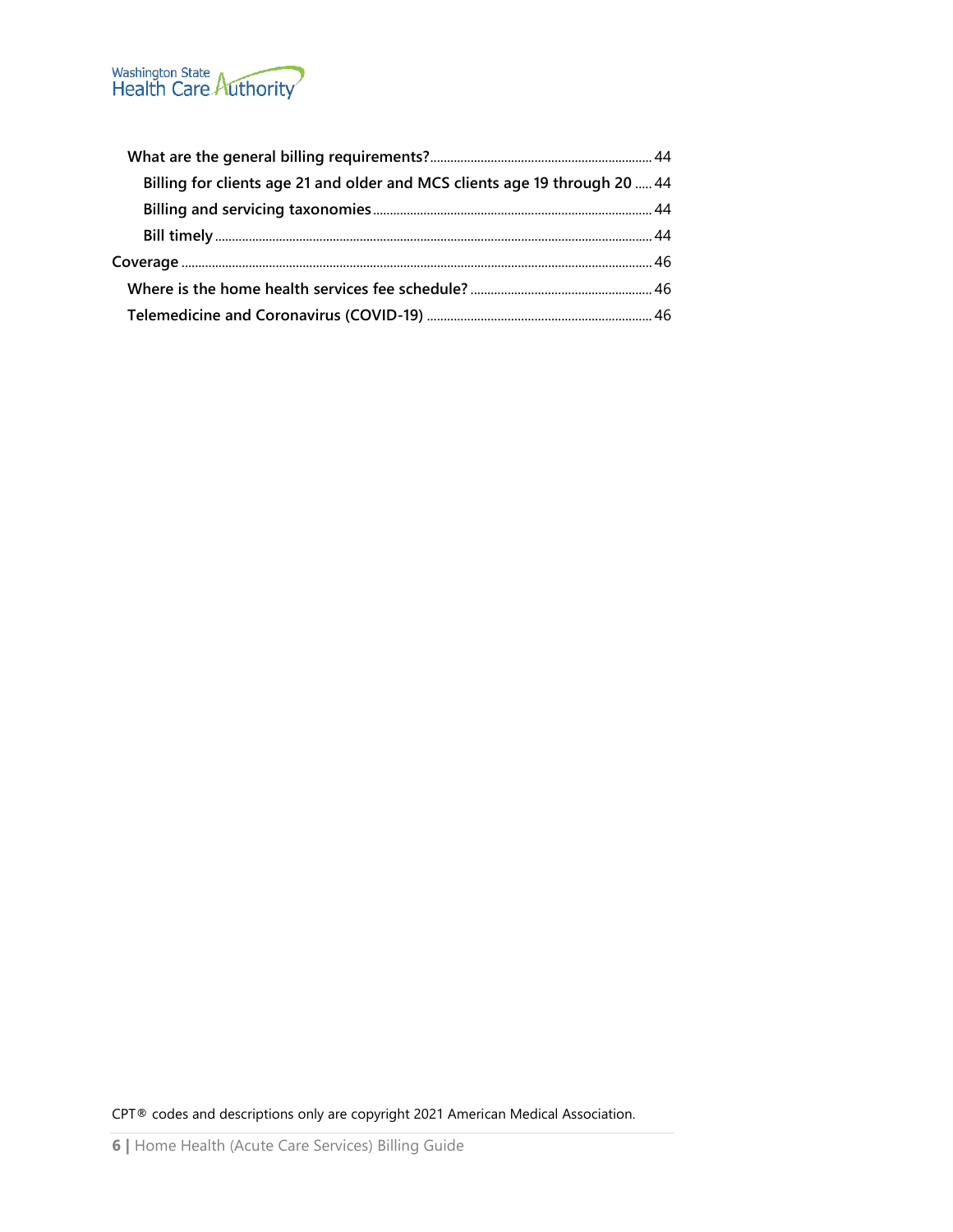- **What are the general billing requirements?** ........ 44
  - **Billing for clients age 21 and older and MCS clients age 19 through 20** ........ 44
  - **Billing and servicing taxonomies** ........ 44
  - **Bill timely** ........ 44
- **Coverage** ........ 46
  - **Where is the home health services fee schedule?** ........ 46
  - **Telemedicine and Coronavirus (COVID-19)** ........ 46

CPT® codes and descriptions only are copyright 2021 American Medical Association.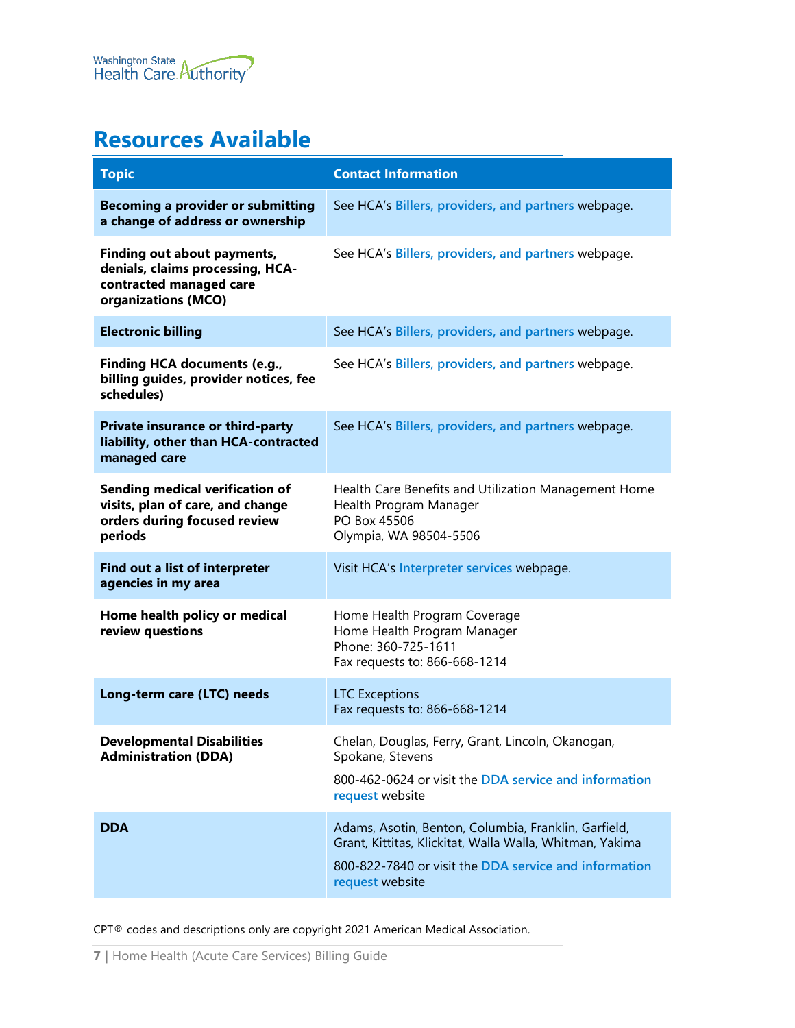## Resources Available

| Topic | Contact Information |
|---|---|
| **Becoming a provider or submitting a change of address or ownership** | See HCA's Billers, providers, and partners webpage. |
| **Finding out about payments, denials, claims processing, HCA-contracted managed care organizations (MCO)** | See HCA's Billers, providers, and partners webpage. |
| **Electronic billing** | See HCA's Billers, providers, and partners webpage. |
| **Finding HCA documents (e.g., billing guides, provider notices, fee schedules)** | See HCA's Billers, providers, and partners webpage. |
| **Private insurance or third-party liability, other than HCA-contracted managed care** | See HCA's Billers, providers, and partners webpage. |
| **Sending medical verification of visits, plan of care, and change orders during focused review periods** | Health Care Benefits and Utilization Management Home Health Program Manager<br>PO Box 45506<br>Olympia, WA 98504-5506 |
| **Find out a list of interpreter agencies in my area** | Visit HCA's Interpreter services webpage. |
| **Home health policy or medical review questions** | Home Health Program Coverage<br>Home Health Program Manager<br>Phone: 360-725-1611<br>Fax requests to: 866-668-1214 |
| **Long-term care (LTC) needs** | LTC Exceptions<br>Fax requests to: 866-668-1214 |
| **Developmental Disabilities Administration (DDA)** | Chelan, Douglas, Ferry, Grant, Lincoln, Okanogan, Spokane, Stevens<br>800-462-0624 or visit the DDA service and information request website |
| **DDA** | Adams, Asotin, Benton, Columbia, Franklin, Garfield, Grant, Kittitas, Klickitat, Walla Walla, Whitman, Yakima<br>800-822-7840 or visit the DDA service and information request website |

CPT® codes and descriptions only are copyright 2021 American Medical Association.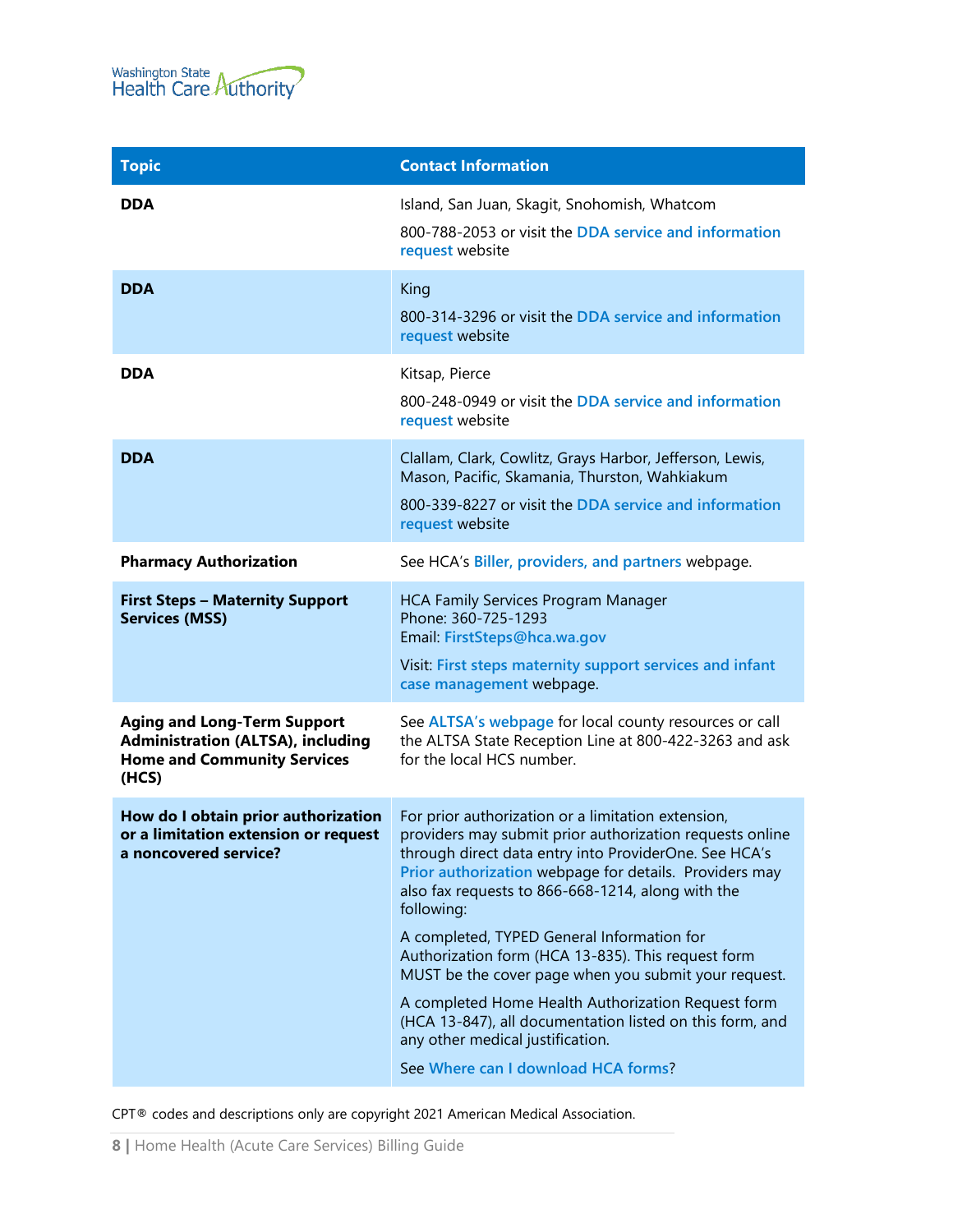| Topic | Contact Information |
|---|---|
| **DDA** | Island, San Juan, Skagit, Snohomish, Whatcom<br><br>800-788-2053 or visit the DDA service and information request website |
| **DDA** | King<br><br>800-314-3296 or visit the DDA service and information request website |
| **DDA** | Kitsap, Pierce<br><br>800-248-0949 or visit the DDA service and information request website |
| **DDA** | Clallam, Clark, Cowlitz, Grays Harbor, Jefferson, Lewis, Mason, Pacific, Skamania, Thurston, Wahkiakum<br><br>800-339-8227 or visit the DDA service and information request website |
| **Pharmacy Authorization** | See HCA's Biller, providers, and partners webpage. |
| **First Steps – Maternity Support Services (MSS)** | HCA Family Services Program Manager<br>Phone: 360-725-1293<br>Email: FirstSteps@hca.wa.gov<br><br>Visit: First steps maternity support services and infant case management webpage. |
| **Aging and Long-Term Support Administration (ALTSA), including Home and Community Services (HCS)** | See ALTSA's webpage for local county resources or call the ALTSA State Reception Line at 800-422-3263 and ask for the local HCS number. |
| **How do I obtain prior authorization or a limitation extension or request a noncovered service?** | For prior authorization or a limitation extension, providers may submit prior authorization requests online through direct data entry into ProviderOne. See HCA's Prior authorization webpage for details. Providers may also fax requests to 866-668-1214, along with the following:<br><br>A completed, TYPED General Information for Authorization form (HCA 13-835). This request form MUST be the cover page when you submit your request.<br><br>A completed Home Health Authorization Request form (HCA 13-847), all documentation listed on this form, and any other medical justification.<br><br>See Where can I download HCA forms? |

CPT® codes and descriptions only are copyright 2021 American Medical Association.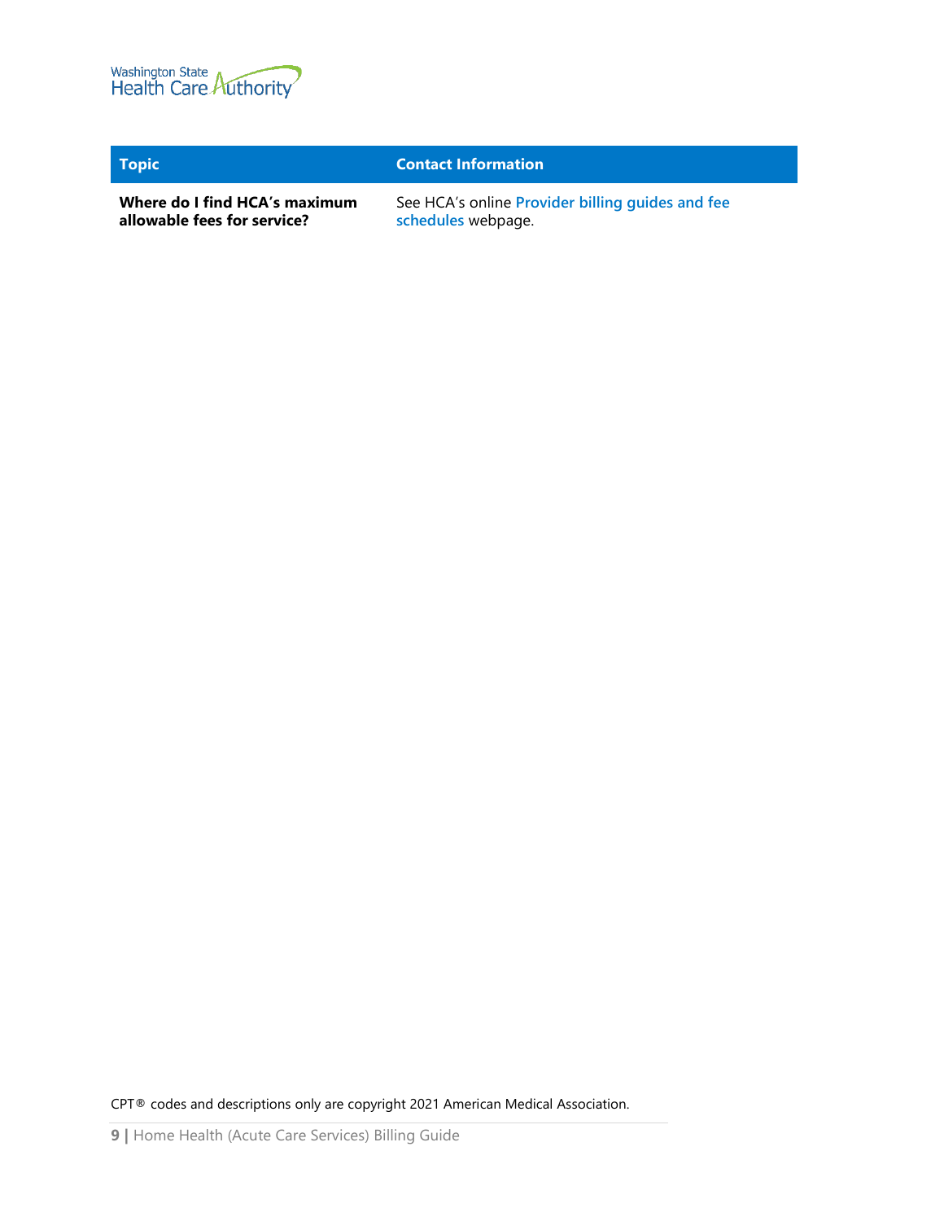| Topic | Contact Information |
| --- | --- |
| **Where do I find HCA's maximum allowable fees for service?** | See HCA's online **Provider billing guides and fee schedules** webpage. |

CPT® codes and descriptions only are copyright 2021 American Medical Association.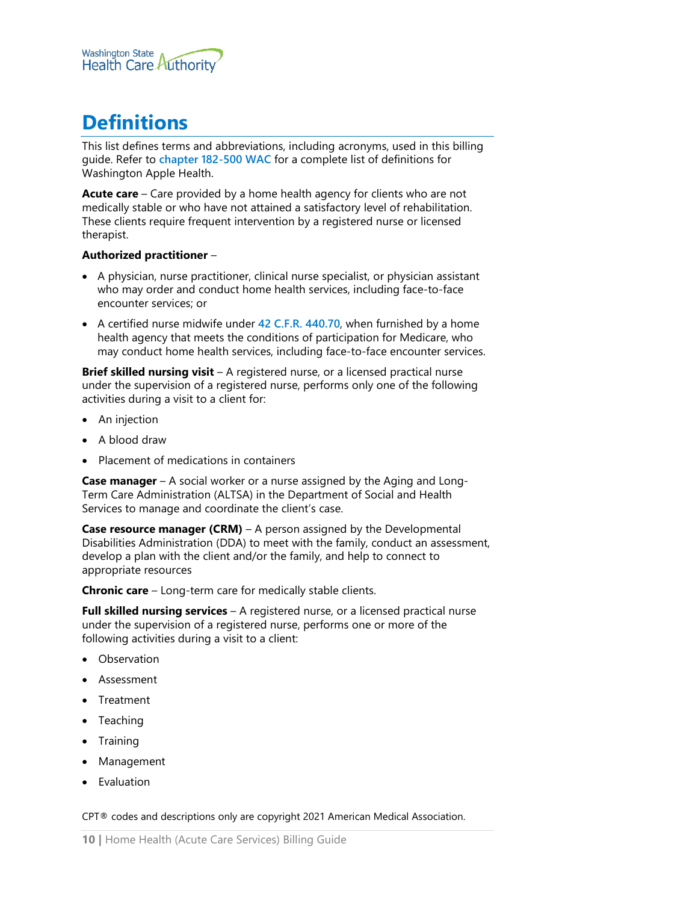# Definitions

This list defines terms and abbreviations, including acronyms, used in this billing guide. Refer to **chapter 182-500 WAC** for a complete list of definitions for Washington Apple Health.

**Acute care** – Care provided by a home health agency for clients who are not medically stable or who have not attained a satisfactory level of rehabilitation. These clients require frequent intervention by a registered nurse or licensed therapist.

**Authorized practitioner** –

- A physician, nurse practitioner, clinical nurse specialist, or physician assistant who may order and conduct home health services, including face-to-face encounter services; or
- A certified nurse midwife under **42 C.F.R. 440.70**, when furnished by a home health agency that meets the conditions of participation for Medicare, who may conduct home health services, including face-to-face encounter services.

**Brief skilled nursing visit** – A registered nurse, or a licensed practical nurse under the supervision of a registered nurse, performs only one of the following activities during a visit to a client for:

- An injection
- A blood draw
- Placement of medications in containers

**Case manager** – A social worker or a nurse assigned by the Aging and Long-Term Care Administration (ALTSA) in the Department of Social and Health Services to manage and coordinate the client's case.

**Case resource manager (CRM)** – A person assigned by the Developmental Disabilities Administration (DDA) to meet with the family, conduct an assessment, develop a plan with the client and/or the family, and help to connect to appropriate resources

**Chronic care** – Long-term care for medically stable clients.

**Full skilled nursing services** – A registered nurse, or a licensed practical nurse under the supervision of a registered nurse, performs one or more of the following activities during a visit to a client:

- Observation
- Assessment
- Treatment
- Teaching
- Training
- Management
- Evaluation

CPT® codes and descriptions only are copyright 2021 American Medical Association.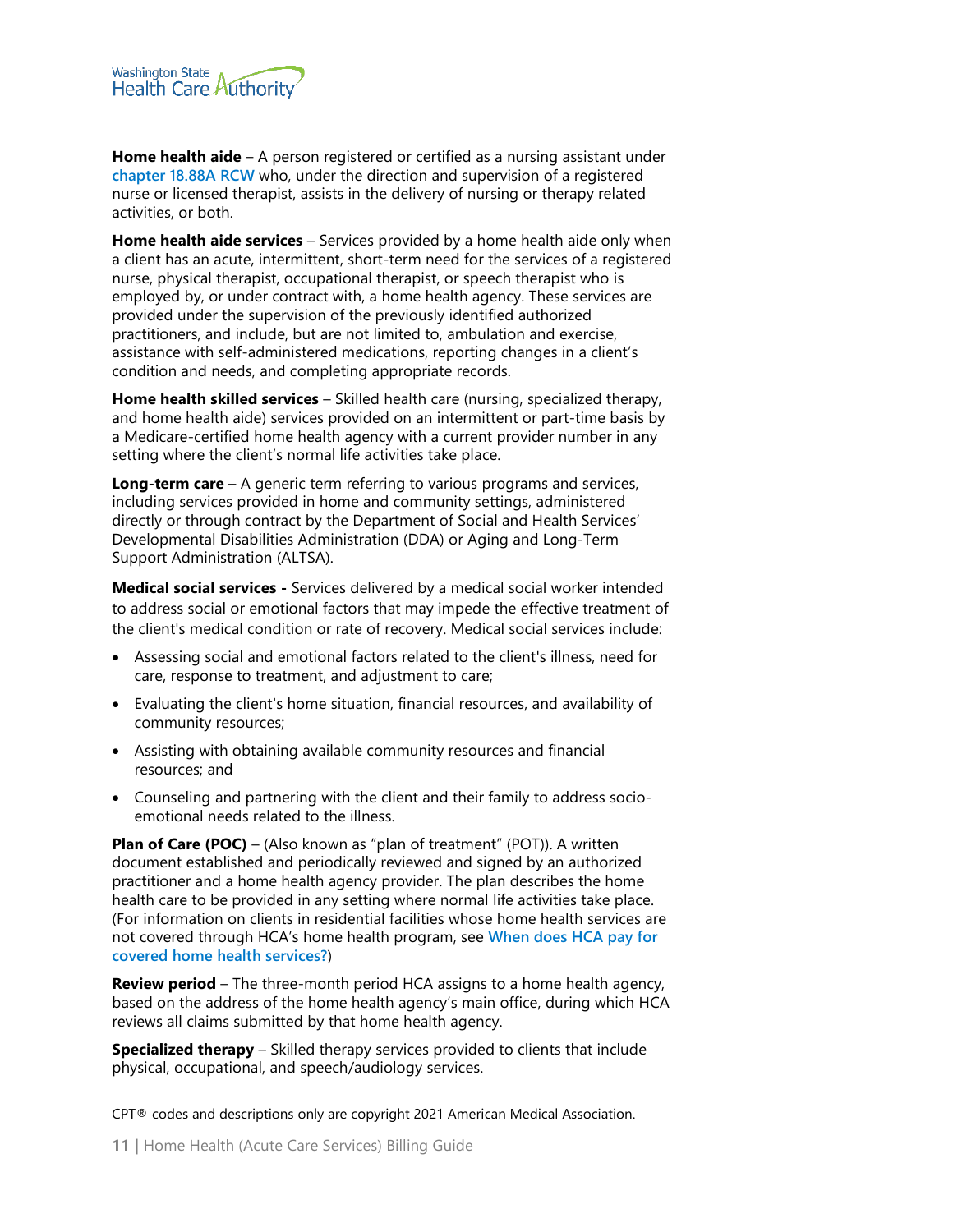**Home health aide** – A person registered or certified as a nursing assistant under chapter 18.88A RCW who, under the direction and supervision of a registered nurse or licensed therapist, assists in the delivery of nursing or therapy related activities, or both.

**Home health aide services** – Services provided by a home health aide only when a client has an acute, intermittent, short-term need for the services of a registered nurse, physical therapist, occupational therapist, or speech therapist who is employed by, or under contract with, a home health agency. These services are provided under the supervision of the previously identified authorized practitioners, and include, but are not limited to, ambulation and exercise, assistance with self-administered medications, reporting changes in a client's condition and needs, and completing appropriate records.

**Home health skilled services** – Skilled health care (nursing, specialized therapy, and home health aide) services provided on an intermittent or part-time basis by a Medicare-certified home health agency with a current provider number in any setting where the client's normal life activities take place.

**Long-term care** – A generic term referring to various programs and services, including services provided in home and community settings, administered directly or through contract by the Department of Social and Health Services' Developmental Disabilities Administration (DDA) or Aging and Long-Term Support Administration (ALTSA).

**Medical social services -** Services delivered by a medical social worker intended to address social or emotional factors that may impede the effective treatment of the client's medical condition or rate of recovery. Medical social services include:

- Assessing social and emotional factors related to the client's illness, need for care, response to treatment, and adjustment to care;
- Evaluating the client's home situation, financial resources, and availability of community resources;
- Assisting with obtaining available community resources and financial resources; and
- Counseling and partnering with the client and their family to address socio-emotional needs related to the illness.

**Plan of Care (POC)** – (Also known as "plan of treatment" (POT)). A written document established and periodically reviewed and signed by an authorized practitioner and a home health agency provider. The plan describes the home health care to be provided in any setting where normal life activities take place. (For information on clients in residential facilities whose home health services are not covered through HCA's home health program, see **When does HCA pay for covered home health services?**)

**Review period** – The three-month period HCA assigns to a home health agency, based on the address of the home health agency's main office, during which HCA reviews all claims submitted by that home health agency.

**Specialized therapy** – Skilled therapy services provided to clients that include physical, occupational, and speech/audiology services.

CPT® codes and descriptions only are copyright 2021 American Medical Association.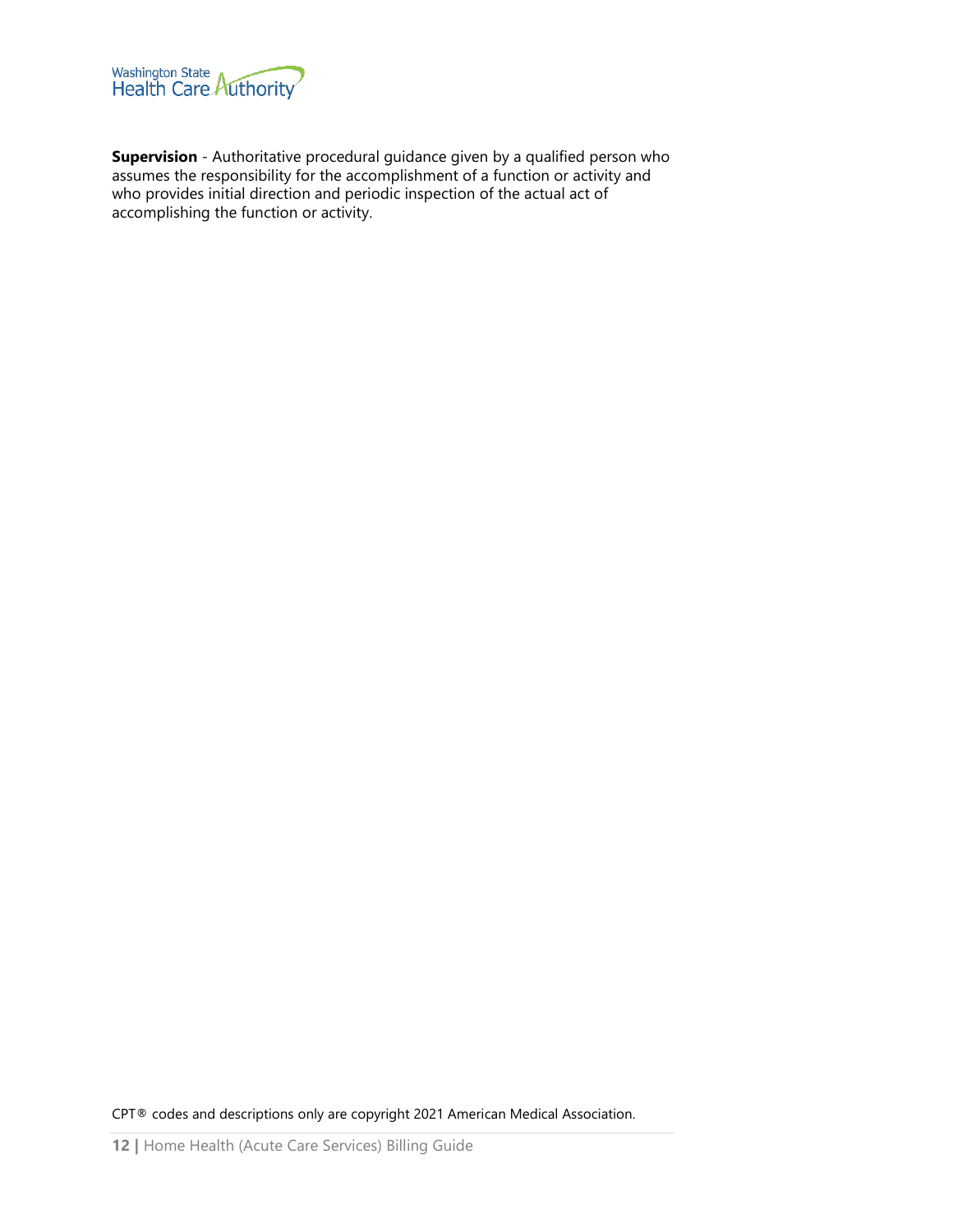**Supervision** - Authoritative procedural guidance given by a qualified person who assumes the responsibility for the accomplishment of a function or activity and who provides initial direction and periodic inspection of the actual act of accomplishing the function or activity.

CPT® codes and descriptions only are copyright 2021 American Medical Association.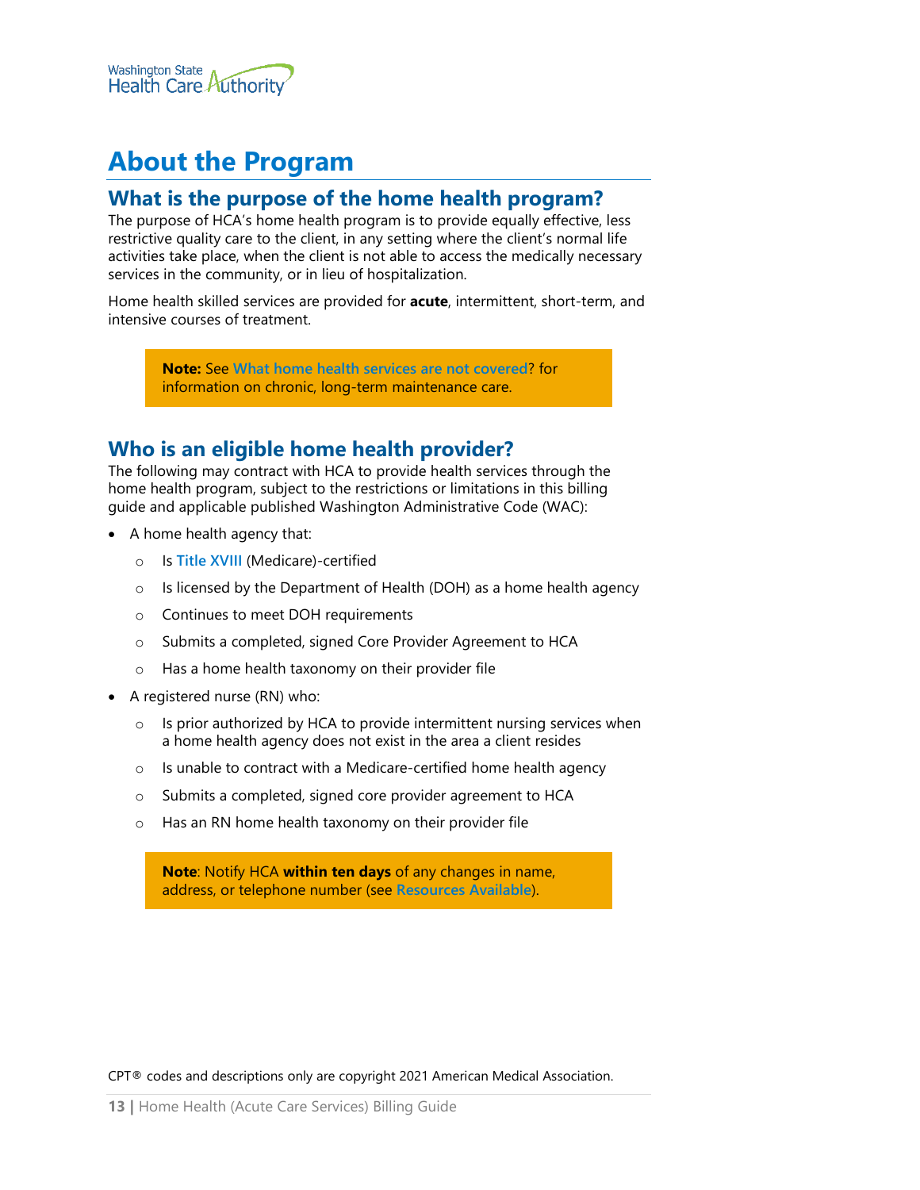# About the Program

## What is the purpose of the home health program?

The purpose of HCA's home health program is to provide equally effective, less restrictive quality care to the client, in any setting where the client's normal life activities take place, when the client is not able to access the medically necessary services in the community, or in lieu of hospitalization.

Home health skilled services are provided for **acute**, intermittent, short-term, and intensive courses of treatment.

> **Note:** See What home health services are not covered? for information on chronic, long-term maintenance care.

## Who is an eligible home health provider?

The following may contract with HCA to provide health services through the home health program, subject to the restrictions or limitations in this billing guide and applicable published Washington Administrative Code (WAC):

- A home health agency that:
  - Is Title XVIII (Medicare)-certified
  - Is licensed by the Department of Health (DOH) as a home health agency
  - Continues to meet DOH requirements
  - Submits a completed, signed Core Provider Agreement to HCA
  - Has a home health taxonomy on their provider file
- A registered nurse (RN) who:
  - Is prior authorized by HCA to provide intermittent nursing services when a home health agency does not exist in the area a client resides
  - Is unable to contract with a Medicare-certified home health agency
  - Submits a completed, signed core provider agreement to HCA
  - Has an RN home health taxonomy on their provider file

> **Note**: Notify HCA **within ten days** of any changes in name, address, or telephone number (see Resources Available).

CPT® codes and descriptions only are copyright 2021 American Medical Association.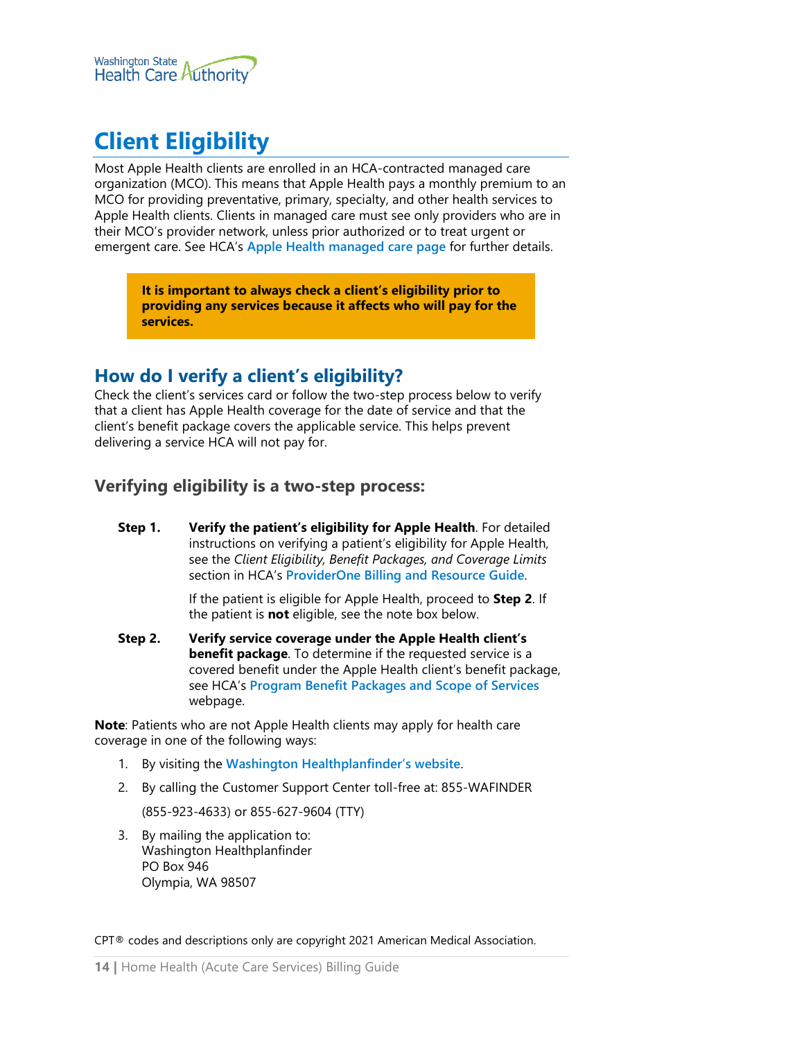# Client Eligibility

Most Apple Health clients are enrolled in an HCA-contracted managed care organization (MCO). This means that Apple Health pays a monthly premium to an MCO for providing preventative, primary, specialty, and other health services to Apple Health clients. Clients in managed care must see only providers who are in their MCO's provider network, unless prior authorized or to treat urgent or emergent care. See HCA's **Apple Health managed care page** for further details.

> **It is important to always check a client's eligibility prior to providing any services because it affects who will pay for the services.**

## How do I verify a client's eligibility?

Check the client's services card or follow the two-step process below to verify that a client has Apple Health coverage for the date of service and that the client's benefit package covers the applicable service. This helps prevent delivering a service HCA will not pay for.

### Verifying eligibility is a two-step process:

**Step 1.** **Verify the patient's eligibility for Apple Health**. For detailed instructions on verifying a patient's eligibility for Apple Health, see the *Client Eligibility, Benefit Packages, and Coverage Limits* section in HCA's **ProviderOne Billing and Resource Guide**.

If the patient is eligible for Apple Health, proceed to **Step 2**. If the patient is **not** eligible, see the note box below.

**Step 2.** **Verify service coverage under the Apple Health client's benefit package**. To determine if the requested service is a covered benefit under the Apple Health client's benefit package, see HCA's **Program Benefit Packages and Scope of Services** webpage.

**Note**: Patients who are not Apple Health clients may apply for health care coverage in one of the following ways:

1. By visiting the **Washington Healthplanfinder's website**.
2. By calling the Customer Support Center toll-free at: 855-WAFINDER (855-923-4633) or 855-627-9604 (TTY)
3. By mailing the application to:
   Washington Healthplanfinder
   PO Box 946
   Olympia, WA 98507

CPT® codes and descriptions only are copyright 2021 American Medical Association.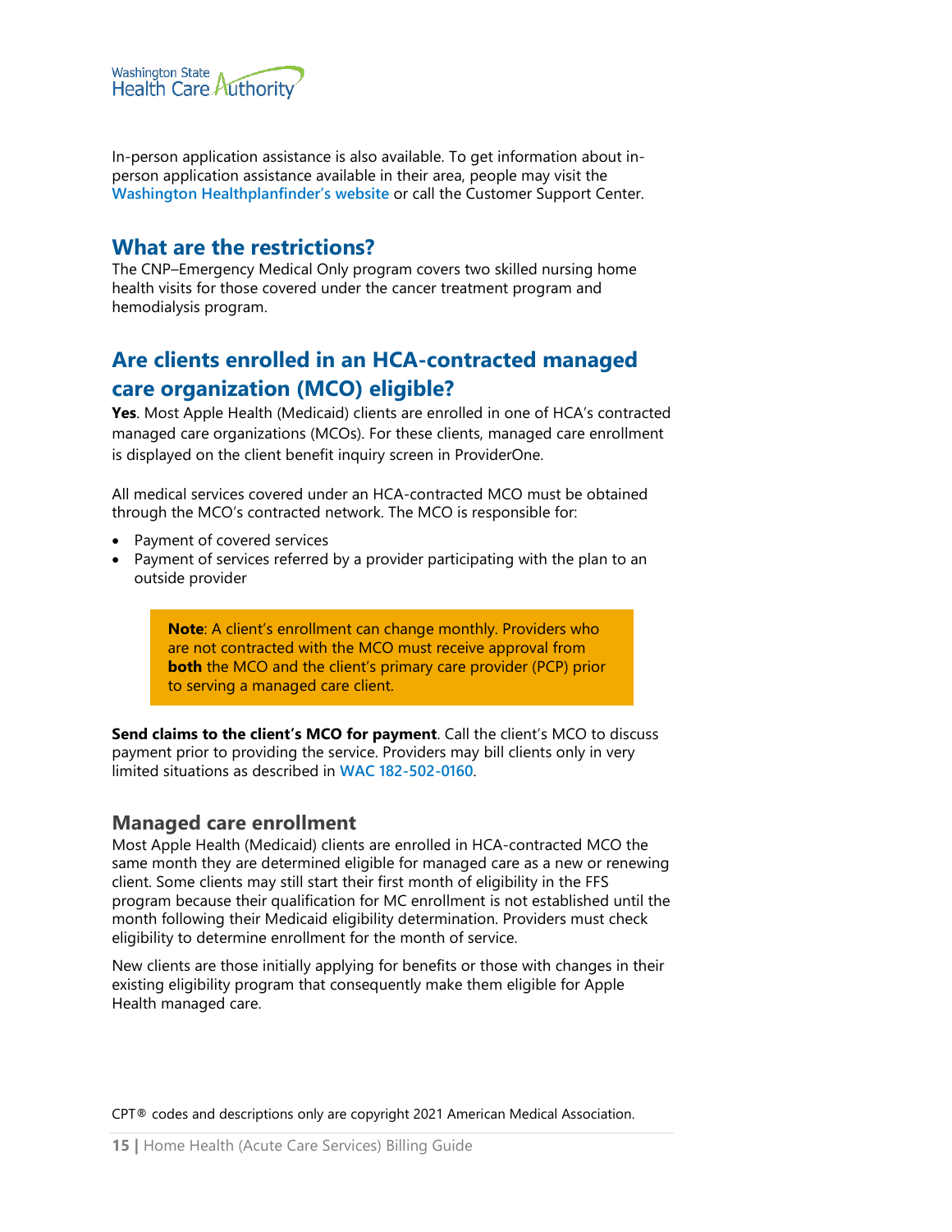In-person application assistance is also available. To get information about in-person application assistance available in their area, people may visit the **Washington Healthplanfinder's website** or call the Customer Support Center.

## What are the restrictions?

The CNP–Emergency Medical Only program covers two skilled nursing home health visits for those covered under the cancer treatment program and hemodialysis program.

## Are clients enrolled in an HCA-contracted managed care organization (MCO) eligible?

**Yes**. Most Apple Health (Medicaid) clients are enrolled in one of HCA's contracted managed care organizations (MCOs). For these clients, managed care enrollment is displayed on the client benefit inquiry screen in ProviderOne.

All medical services covered under an HCA-contracted MCO must be obtained through the MCO's contracted network. The MCO is responsible for:

- Payment of covered services
- Payment of services referred by a provider participating with the plan to an outside provider

> **Note**: A client's enrollment can change monthly. Providers who are not contracted with the MCO must receive approval from **both** the MCO and the client's primary care provider (PCP) prior to serving a managed care client.

**Send claims to the client's MCO for payment**. Call the client's MCO to discuss payment prior to providing the service. Providers may bill clients only in very limited situations as described in **WAC 182-502-0160**.

### Managed care enrollment

Most Apple Health (Medicaid) clients are enrolled in HCA-contracted MCO the same month they are determined eligible for managed care as a new or renewing client. Some clients may still start their first month of eligibility in the FFS program because their qualification for MC enrollment is not established until the month following their Medicaid eligibility determination. Providers must check eligibility to determine enrollment for the month of service.

New clients are those initially applying for benefits or those with changes in their existing eligibility program that consequently make them eligible for Apple Health managed care.

CPT® codes and descriptions only are copyright 2021 American Medical Association.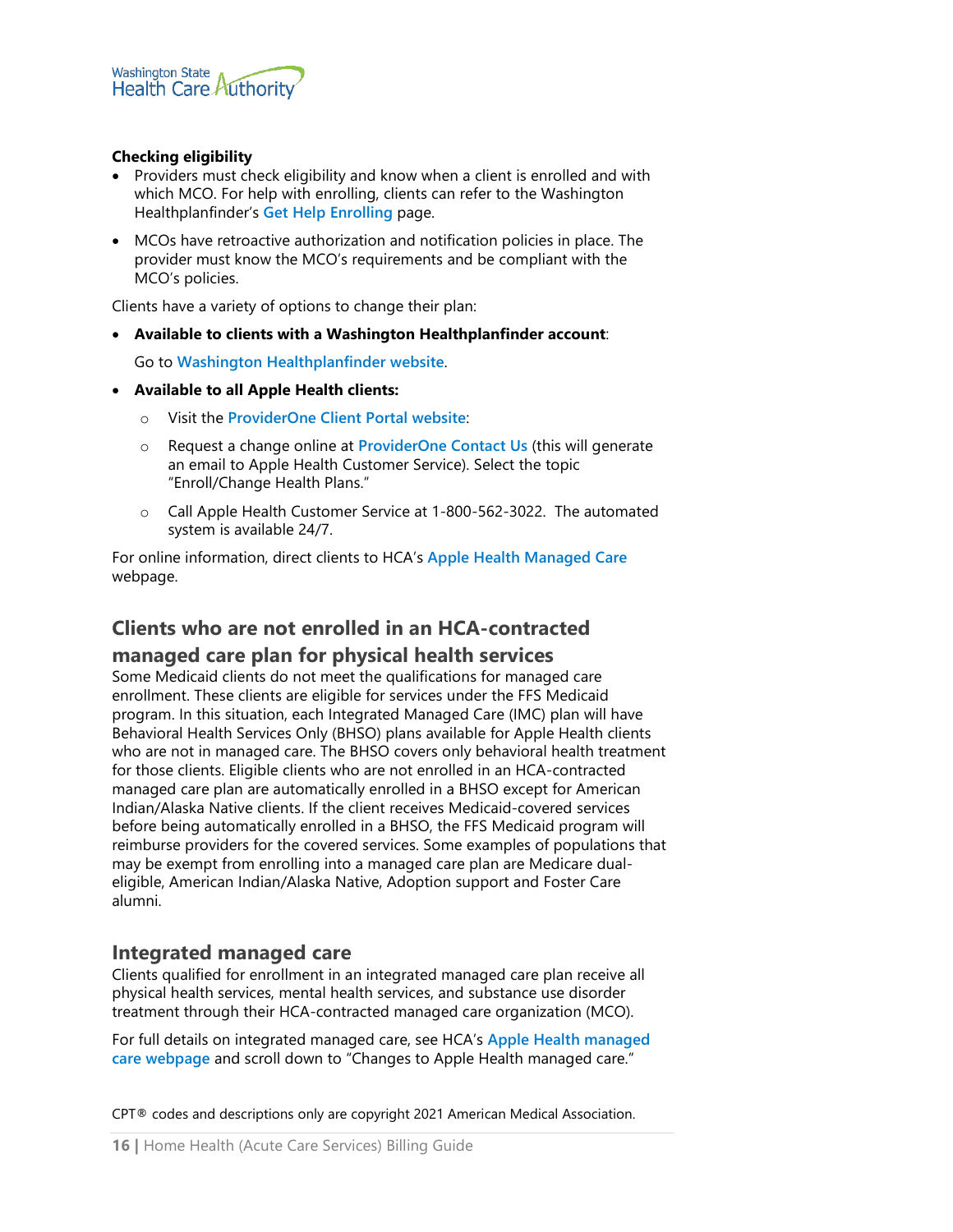**Checking eligibility**

- Providers must check eligibility and know when a client is enrolled and with which MCO. For help with enrolling, clients can refer to the Washington Healthplanfinder's Get Help Enrolling page.
- MCOs have retroactive authorization and notification policies in place. The provider must know the MCO's requirements and be compliant with the MCO's policies.

Clients have a variety of options to change their plan:

- **Available to clients with a Washington Healthplanfinder account**:

  Go to Washington Healthplanfinder website.

- **Available to all Apple Health clients:**
  - Visit the ProviderOne Client Portal website:
  - Request a change online at ProviderOne Contact Us (this will generate an email to Apple Health Customer Service). Select the topic "Enroll/Change Health Plans."
  - Call Apple Health Customer Service at 1-800-562-3022. The automated system is available 24/7.

For online information, direct clients to HCA's Apple Health Managed Care webpage.

## Clients who are not enrolled in an HCA-contracted managed care plan for physical health services

Some Medicaid clients do not meet the qualifications for managed care enrollment. These clients are eligible for services under the FFS Medicaid program. In this situation, each Integrated Managed Care (IMC) plan will have Behavioral Health Services Only (BHSO) plans available for Apple Health clients who are not in managed care. The BHSO covers only behavioral health treatment for those clients. Eligible clients who are not enrolled in an HCA-contracted managed care plan are automatically enrolled in a BHSO except for American Indian/Alaska Native clients. If the client receives Medicaid-covered services before being automatically enrolled in a BHSO, the FFS Medicaid program will reimburse providers for the covered services. Some examples of populations that may be exempt from enrolling into a managed care plan are Medicare dual-eligible, American Indian/Alaska Native, Adoption support and Foster Care alumni.

## Integrated managed care

Clients qualified for enrollment in an integrated managed care plan receive all physical health services, mental health services, and substance use disorder treatment through their HCA-contracted managed care organization (MCO).

For full details on integrated managed care, see HCA's Apple Health managed care webpage and scroll down to "Changes to Apple Health managed care."

CPT® codes and descriptions only are copyright 2021 American Medical Association.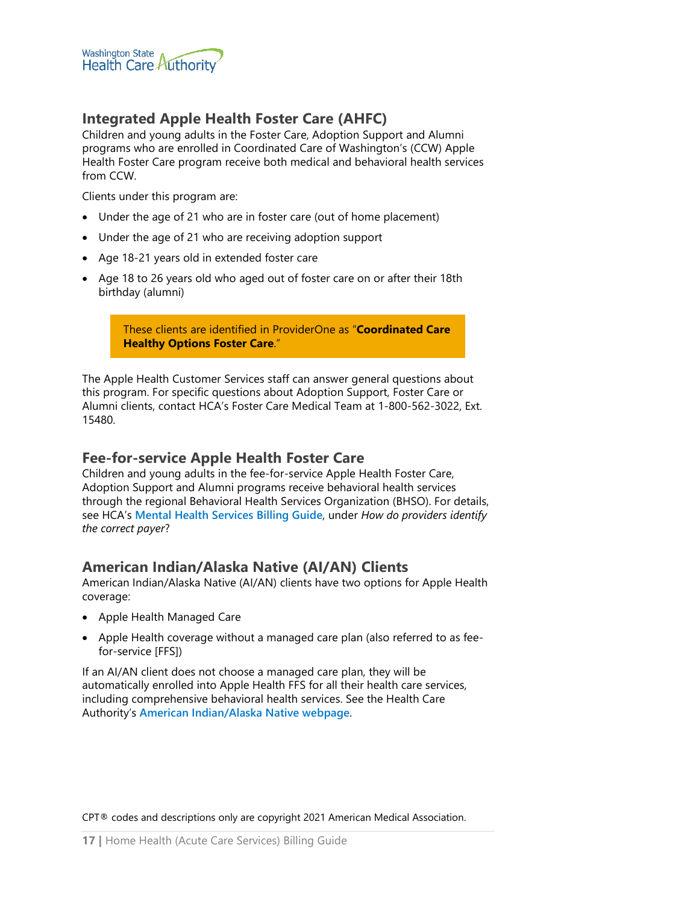## Integrated Apple Health Foster Care (AHFC)

Children and young adults in the Foster Care, Adoption Support and Alumni programs who are enrolled in Coordinated Care of Washington's (CCW) Apple Health Foster Care program receive both medical and behavioral health services from CCW.

Clients under this program are:

- Under the age of 21 who are in foster care (out of home placement)
- Under the age of 21 who are receiving adoption support
- Age 18-21 years old in extended foster care
- Age 18 to 26 years old who aged out of foster care on or after their 18th birthday (alumni)

> These clients are identified in ProviderOne as "**Coordinated Care Healthy Options Foster Care**."

The Apple Health Customer Services staff can answer general questions about this program. For specific questions about Adoption Support, Foster Care or Alumni clients, contact HCA's Foster Care Medical Team at 1-800-562-3022, Ext. 15480.

## Fee-for-service Apple Health Foster Care

Children and young adults in the fee-for-service Apple Health Foster Care, Adoption Support and Alumni programs receive behavioral health services through the regional Behavioral Health Services Organization (BHSO). For details, see HCA's **Mental Health Services Billing Guide**, under *How do providers identify the correct payer*?

## American Indian/Alaska Native (AI/AN) Clients

American Indian/Alaska Native (AI/AN) clients have two options for Apple Health coverage:

- Apple Health Managed Care
- Apple Health coverage without a managed care plan (also referred to as fee-for-service [FFS])

If an AI/AN client does not choose a managed care plan, they will be automatically enrolled into Apple Health FFS for all their health care services, including comprehensive behavioral health services. See the Health Care Authority's **American Indian/Alaska Native webpage**.

CPT® codes and descriptions only are copyright 2021 American Medical Association.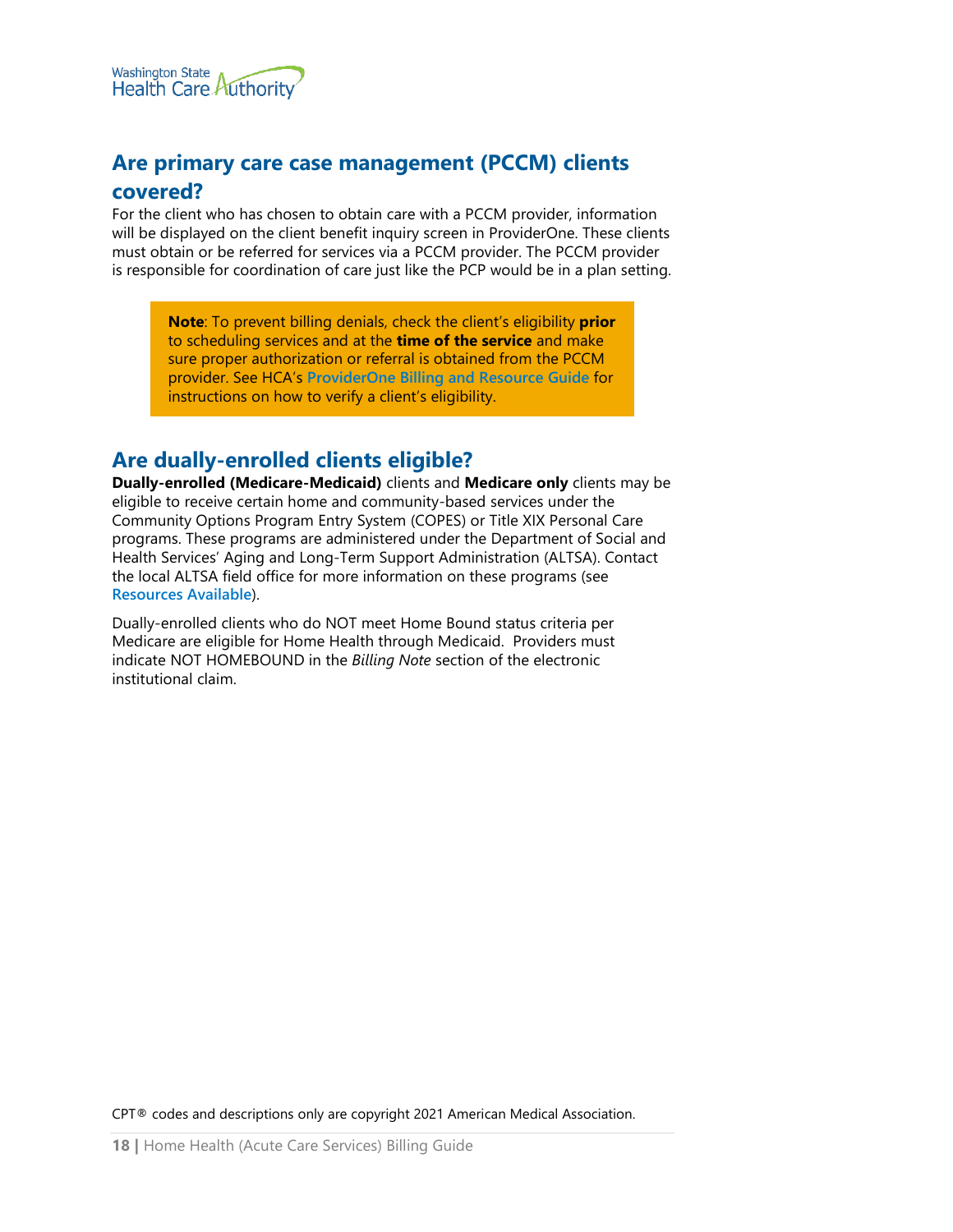## Are primary care case management (PCCM) clients covered?

For the client who has chosen to obtain care with a PCCM provider, information will be displayed on the client benefit inquiry screen in ProviderOne. These clients must obtain or be referred for services via a PCCM provider. The PCCM provider is responsible for coordination of care just like the PCP would be in a plan setting.

> **Note**: To prevent billing denials, check the client's eligibility **prior** to scheduling services and at the **time of the service** and make sure proper authorization or referral is obtained from the PCCM provider. See HCA's **ProviderOne Billing and Resource Guide** for instructions on how to verify a client's eligibility.

## Are dually-enrolled clients eligible?

**Dually-enrolled (Medicare-Medicaid)** clients and **Medicare only** clients may be eligible to receive certain home and community-based services under the Community Options Program Entry System (COPES) or Title XIX Personal Care programs. These programs are administered under the Department of Social and Health Services' Aging and Long-Term Support Administration (ALTSA). Contact the local ALTSA field office for more information on these programs (see **Resources Available**).

Dually-enrolled clients who do NOT meet Home Bound status criteria per Medicare are eligible for Home Health through Medicaid. Providers must indicate NOT HOMEBOUND in the *Billing Note* section of the electronic institutional claim.

CPT® codes and descriptions only are copyright 2021 American Medical Association.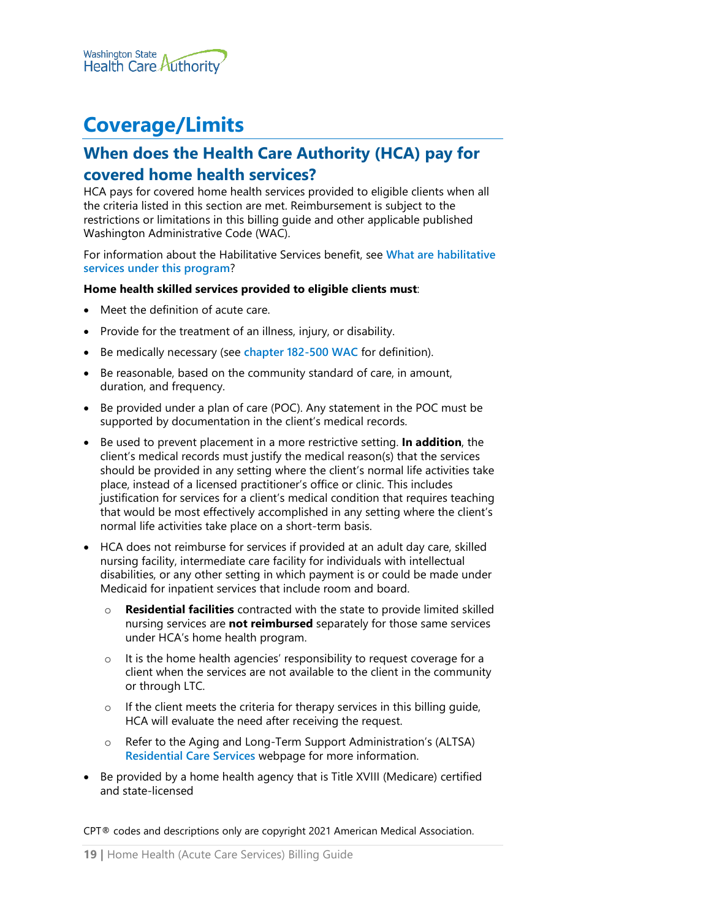# Coverage/Limits

## When does the Health Care Authority (HCA) pay for covered home health services?

HCA pays for covered home health services provided to eligible clients when all the criteria listed in this section are met. Reimbursement is subject to the restrictions or limitations in this billing guide and other applicable published Washington Administrative Code (WAC).

For information about the Habilitative Services benefit, see What are habilitative services under this program?

**Home health skilled services provided to eligible clients must**:

- Meet the definition of acute care.
- Provide for the treatment of an illness, injury, or disability.
- Be medically necessary (see chapter 182-500 WAC for definition).
- Be reasonable, based on the community standard of care, in amount, duration, and frequency.
- Be provided under a plan of care (POC). Any statement in the POC must be supported by documentation in the client's medical records.
- Be used to prevent placement in a more restrictive setting. **In addition**, the client's medical records must justify the medical reason(s) that the services should be provided in any setting where the client's normal life activities take place, instead of a licensed practitioner's office or clinic. This includes justification for services for a client's medical condition that requires teaching that would be most effectively accomplished in any setting where the client's normal life activities take place on a short-term basis.
- HCA does not reimburse for services if provided at an adult day care, skilled nursing facility, intermediate care facility for individuals with intellectual disabilities, or any other setting in which payment is or could be made under Medicaid for inpatient services that include room and board.
  - **Residential facilities** contracted with the state to provide limited skilled nursing services are **not reimbursed** separately for those same services under HCA's home health program.
  - It is the home health agencies' responsibility to request coverage for a client when the services are not available to the client in the community or through LTC.
  - If the client meets the criteria for therapy services in this billing guide, HCA will evaluate the need after receiving the request.
  - Refer to the Aging and Long-Term Support Administration's (ALTSA) Residential Care Services webpage for more information.
- Be provided by a home health agency that is Title XVIII (Medicare) certified and state-licensed

CPT® codes and descriptions only are copyright 2021 American Medical Association.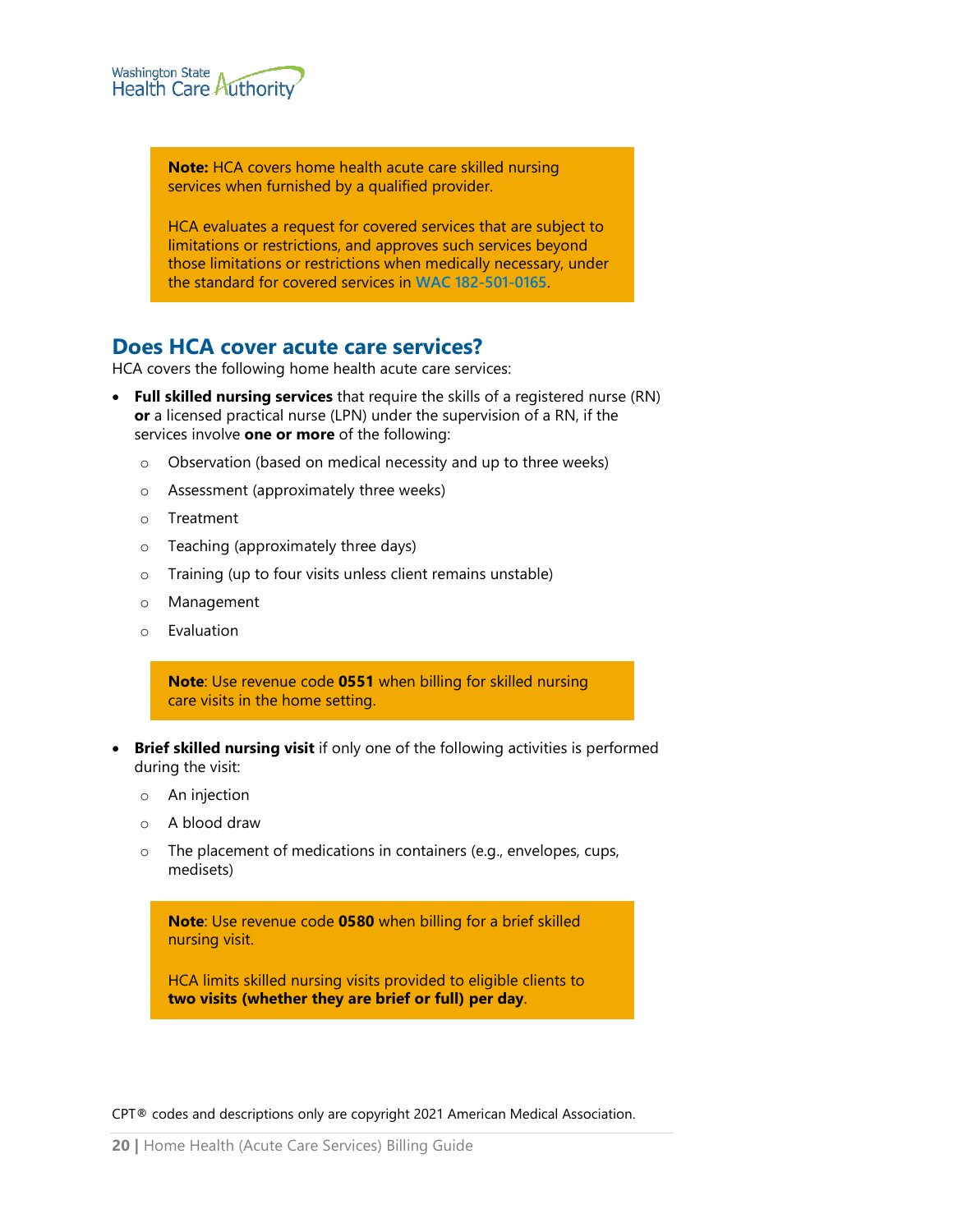> **Note:** HCA covers home health acute care skilled nursing services when furnished by a qualified provider.
>
> HCA evaluates a request for covered services that are subject to limitations or restrictions, and approves such services beyond those limitations or restrictions when medically necessary, under the standard for covered services in WAC 182-501-0165.

## Does HCA cover acute care services?

HCA covers the following home health acute care services:

- **Full skilled nursing services** that require the skills of a registered nurse (RN) **or** a licensed practical nurse (LPN) under the supervision of a RN, if the services involve **one or more** of the following:
  - Observation (based on medical necessity and up to three weeks)
  - Assessment (approximately three weeks)
  - Treatment
  - Teaching (approximately three days)
  - Training (up to four visits unless client remains unstable)
  - Management
  - Evaluation

  > **Note**: Use revenue code **0551** when billing for skilled nursing care visits in the home setting.

- **Brief skilled nursing visit** if only one of the following activities is performed during the visit:
  - An injection
  - A blood draw
  - The placement of medications in containers (e.g., envelopes, cups, medisets)

  > **Note**: Use revenue code **0580** when billing for a brief skilled nursing visit.
  >
  > HCA limits skilled nursing visits provided to eligible clients to **two visits (whether they are brief or full) per day**.

CPT® codes and descriptions only are copyright 2021 American Medical Association.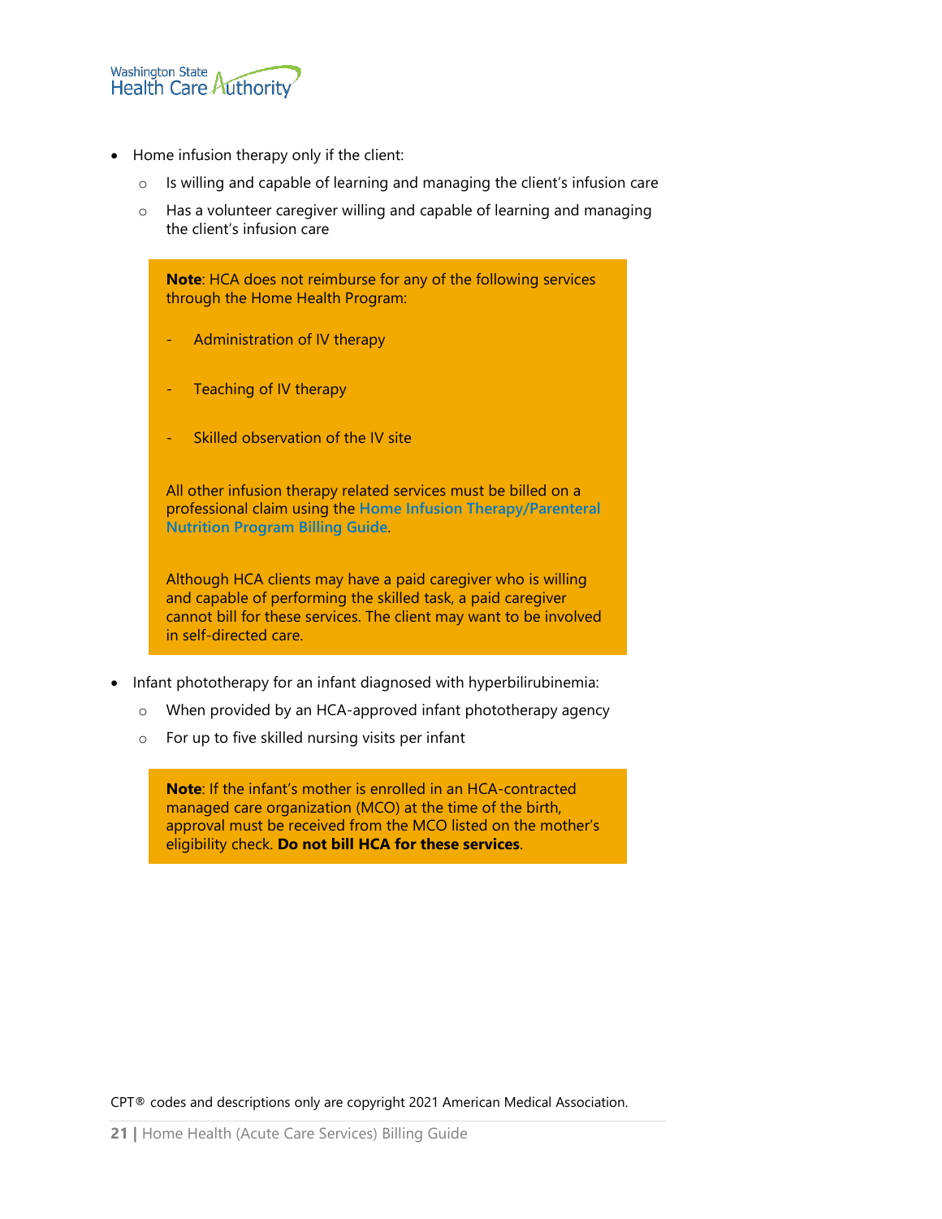- Home infusion therapy only if the client:
  - Is willing and capable of learning and managing the client's infusion care
  - Has a volunteer caregiver willing and capable of learning and managing the client's infusion care

> **Note**: HCA does not reimburse for any of the following services through the Home Health Program:
>
> - Administration of IV therapy
> - Teaching of IV therapy
> - Skilled observation of the IV site
>
> All other infusion therapy related services must be billed on a professional claim using the **Home Infusion Therapy/Parenteral Nutrition Program Billing Guide**.
>
> Although HCA clients may have a paid caregiver who is willing and capable of performing the skilled task, a paid caregiver cannot bill for these services. The client may want to be involved in self-directed care.

- Infant phototherapy for an infant diagnosed with hyperbilirubinemia:
  - When provided by an HCA-approved infant phototherapy agency
  - For up to five skilled nursing visits per infant

> **Note**: If the infant's mother is enrolled in an HCA-contracted managed care organization (MCO) at the time of the birth, approval must be received from the MCO listed on the mother's eligibility check. **Do not bill HCA for these services**.

CPT® codes and descriptions only are copyright 2021 American Medical Association.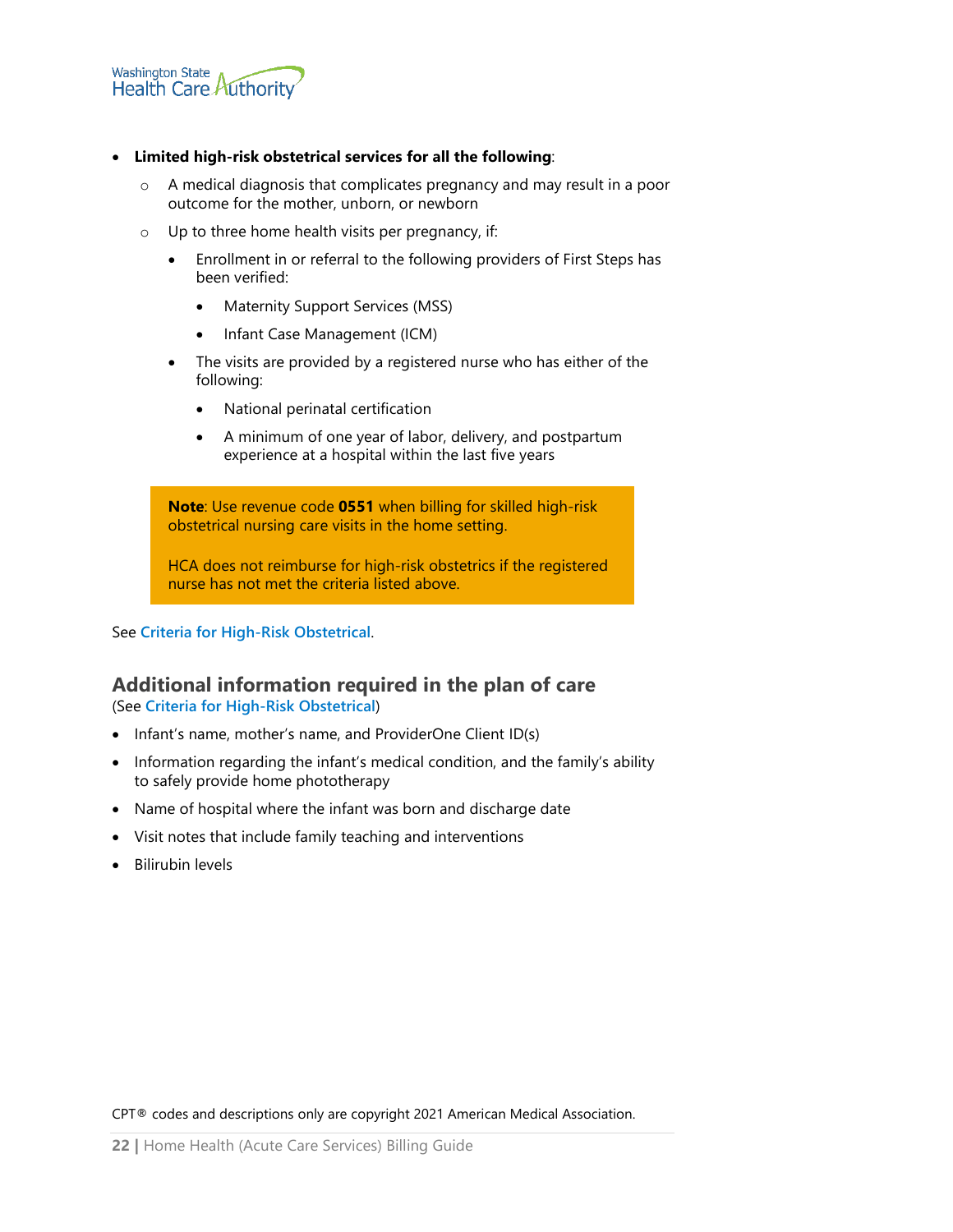- **Limited high-risk obstetrical services for all the following**:
  - A medical diagnosis that complicates pregnancy and may result in a poor outcome for the mother, unborn, or newborn
  - Up to three home health visits per pregnancy, if:
    - Enrollment in or referral to the following providers of First Steps has been verified:
      - Maternity Support Services (MSS)
      - Infant Case Management (ICM)
    - The visits are provided by a registered nurse who has either of the following:
      - National perinatal certification
      - A minimum of one year of labor, delivery, and postpartum experience at a hospital within the last five years

> **Note**: Use revenue code **0551** when billing for skilled high-risk obstetrical nursing care visits in the home setting.
>
> HCA does not reimburse for high-risk obstetrics if the registered nurse has not met the criteria listed above.

See Criteria for High-Risk Obstetrical.

## Additional information required in the plan of care

(See Criteria for High-Risk Obstetrical)

- Infant's name, mother's name, and ProviderOne Client ID(s)
- Information regarding the infant's medical condition, and the family's ability to safely provide home phototherapy
- Name of hospital where the infant was born and discharge date
- Visit notes that include family teaching and interventions
- Bilirubin levels

CPT® codes and descriptions only are copyright 2021 American Medical Association.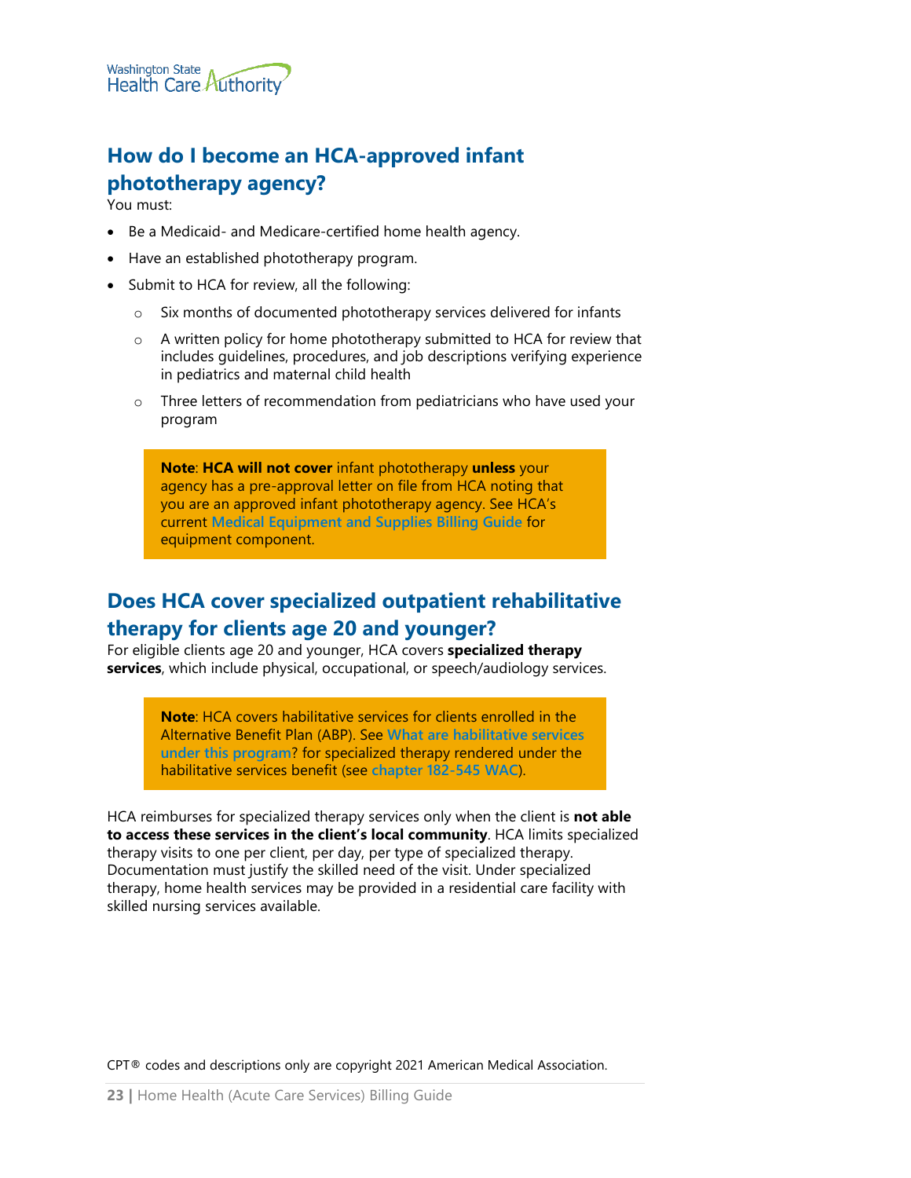## How do I become an HCA-approved infant phototherapy agency?

You must:

- Be a Medicaid- and Medicare-certified home health agency.
- Have an established phototherapy program.
- Submit to HCA for review, all the following:
  - Six months of documented phototherapy services delivered for infants
  - A written policy for home phototherapy submitted to HCA for review that includes guidelines, procedures, and job descriptions verifying experience in pediatrics and maternal child health
  - Three letters of recommendation from pediatricians who have used your program

> **Note**: **HCA will not cover** infant phototherapy **unless** your agency has a pre-approval letter on file from HCA noting that you are an approved infant phototherapy agency. See HCA's current Medical Equipment and Supplies Billing Guide for equipment component.

## Does HCA cover specialized outpatient rehabilitative therapy for clients age 20 and younger?

For eligible clients age 20 and younger, HCA covers **specialized therapy services**, which include physical, occupational, or speech/audiology services.

> **Note**: HCA covers habilitative services for clients enrolled in the Alternative Benefit Plan (ABP). See What are habilitative services under this program? for specialized therapy rendered under the habilitative services benefit (see chapter 182-545 WAC).

HCA reimburses for specialized therapy services only when the client is **not able to access these services in the client's local community**. HCA limits specialized therapy visits to one per client, per day, per type of specialized therapy. Documentation must justify the skilled need of the visit. Under specialized therapy, home health services may be provided in a residential care facility with skilled nursing services available.

CPT® codes and descriptions only are copyright 2021 American Medical Association.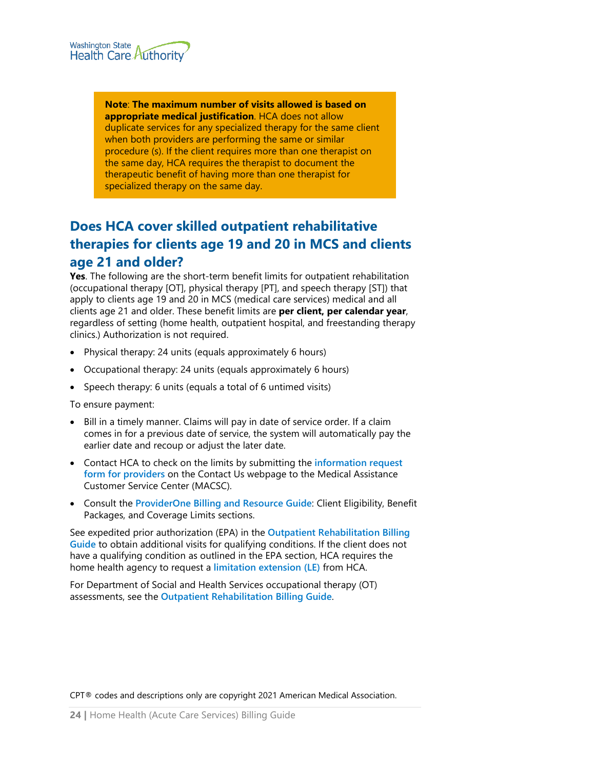> **Note**: **The maximum number of visits allowed is based on appropriate medical justification**. HCA does not allow duplicate services for any specialized therapy for the same client when both providers are performing the same or similar procedure (s). If the client requires more than one therapist on the same day, HCA requires the therapist to document the therapeutic benefit of having more than one therapist for specialized therapy on the same day.

## Does HCA cover skilled outpatient rehabilitative therapies for clients age 19 and 20 in MCS and clients age 21 and older?

**Yes**. The following are the short-term benefit limits for outpatient rehabilitation (occupational therapy [OT], physical therapy [PT], and speech therapy [ST]) that apply to clients age 19 and 20 in MCS (medical care services) medical and all clients age 21 and older. These benefit limits are **per client, per calendar year**, regardless of setting (home health, outpatient hospital, and freestanding therapy clinics.) Authorization is not required.

- Physical therapy: 24 units (equals approximately 6 hours)
- Occupational therapy: 24 units (equals approximately 6 hours)
- Speech therapy: 6 units (equals a total of 6 untimed visits)

To ensure payment:

- Bill in a timely manner. Claims will pay in date of service order. If a claim comes in for a previous date of service, the system will automatically pay the earlier date and recoup or adjust the later date.
- Contact HCA to check on the limits by submitting the **information request form for providers** on the Contact Us webpage to the Medical Assistance Customer Service Center (MACSC).
- Consult the **ProviderOne Billing and Resource Guide**: Client Eligibility, Benefit Packages, and Coverage Limits sections.

See expedited prior authorization (EPA) in the **Outpatient Rehabilitation Billing Guide** to obtain additional visits for qualifying conditions. If the client does not have a qualifying condition as outlined in the EPA section, HCA requires the home health agency to request a **limitation extension (LE)** from HCA.

For Department of Social and Health Services occupational therapy (OT) assessments, see the **Outpatient Rehabilitation Billing Guide**.

CPT® codes and descriptions only are copyright 2021 American Medical Association.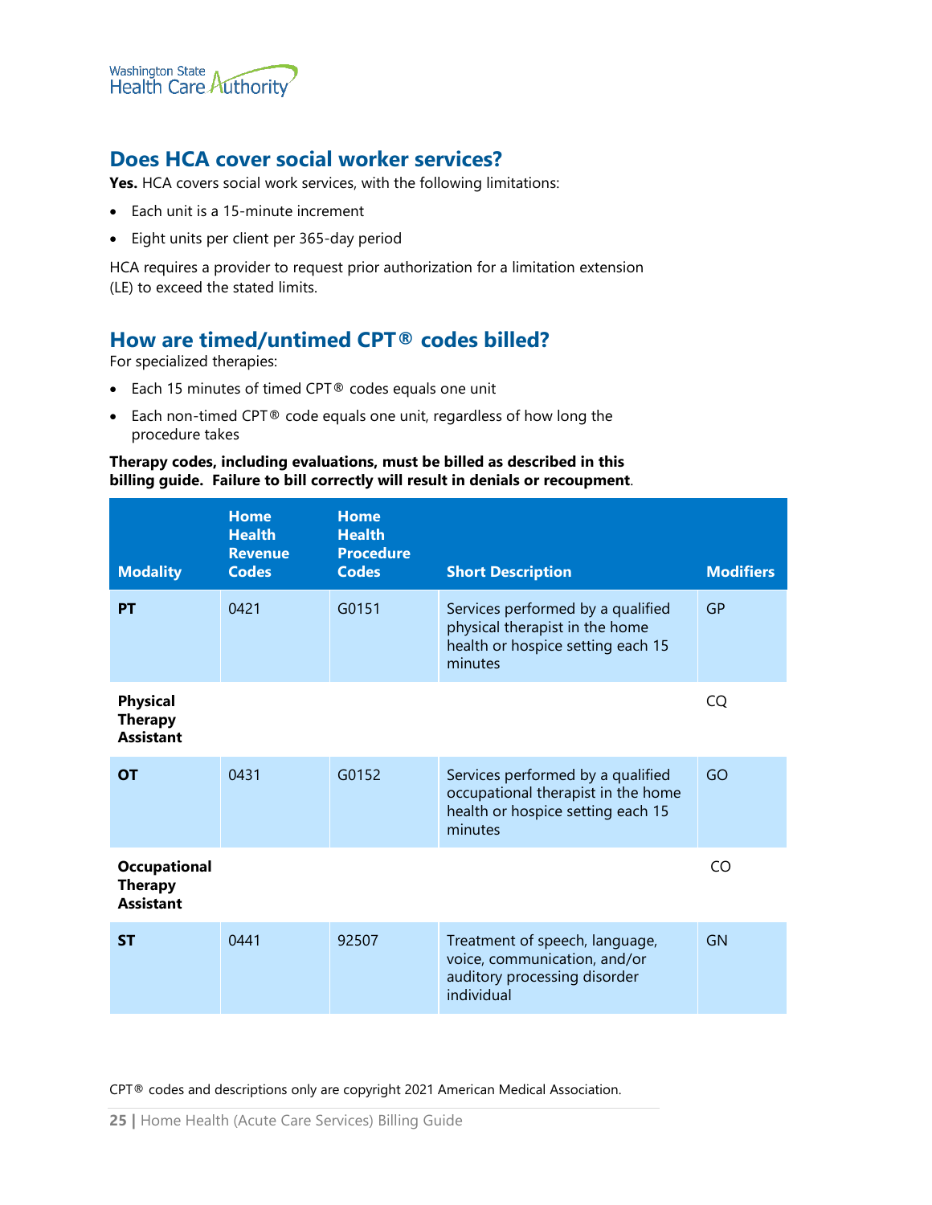## Does HCA cover social worker services?

**Yes.** HCA covers social work services, with the following limitations:

- Each unit is a 15-minute increment
- Eight units per client per 365-day period

HCA requires a provider to request prior authorization for a limitation extension (LE) to exceed the stated limits.

## How are timed/untimed CPT® codes billed?

For specialized therapies:

- Each 15 minutes of timed CPT® codes equals one unit
- Each non-timed CPT® code equals one unit, regardless of how long the procedure takes

**Therapy codes, including evaluations, must be billed as described in this billing guide. Failure to bill correctly will result in denials or recoupment**.

| Modality | Home Health Revenue Codes | Home Health Procedure Codes | Short Description | Modifiers |
|---|---|---|---|---|
| **PT** | 0421 | G0151 | Services performed by a qualified physical therapist in the home health or hospice setting each 15 minutes | GP |
| **Physical Therapy Assistant** | | | | CQ |
| **OT** | 0431 | G0152 | Services performed by a qualified occupational therapist in the home health or hospice setting each 15 minutes | GO |
| **Occupational Therapy Assistant** | | | | CO |
| **ST** | 0441 | 92507 | Treatment of speech, language, voice, communication, and/or auditory processing disorder individual | GN |

CPT® codes and descriptions only are copyright 2021 American Medical Association.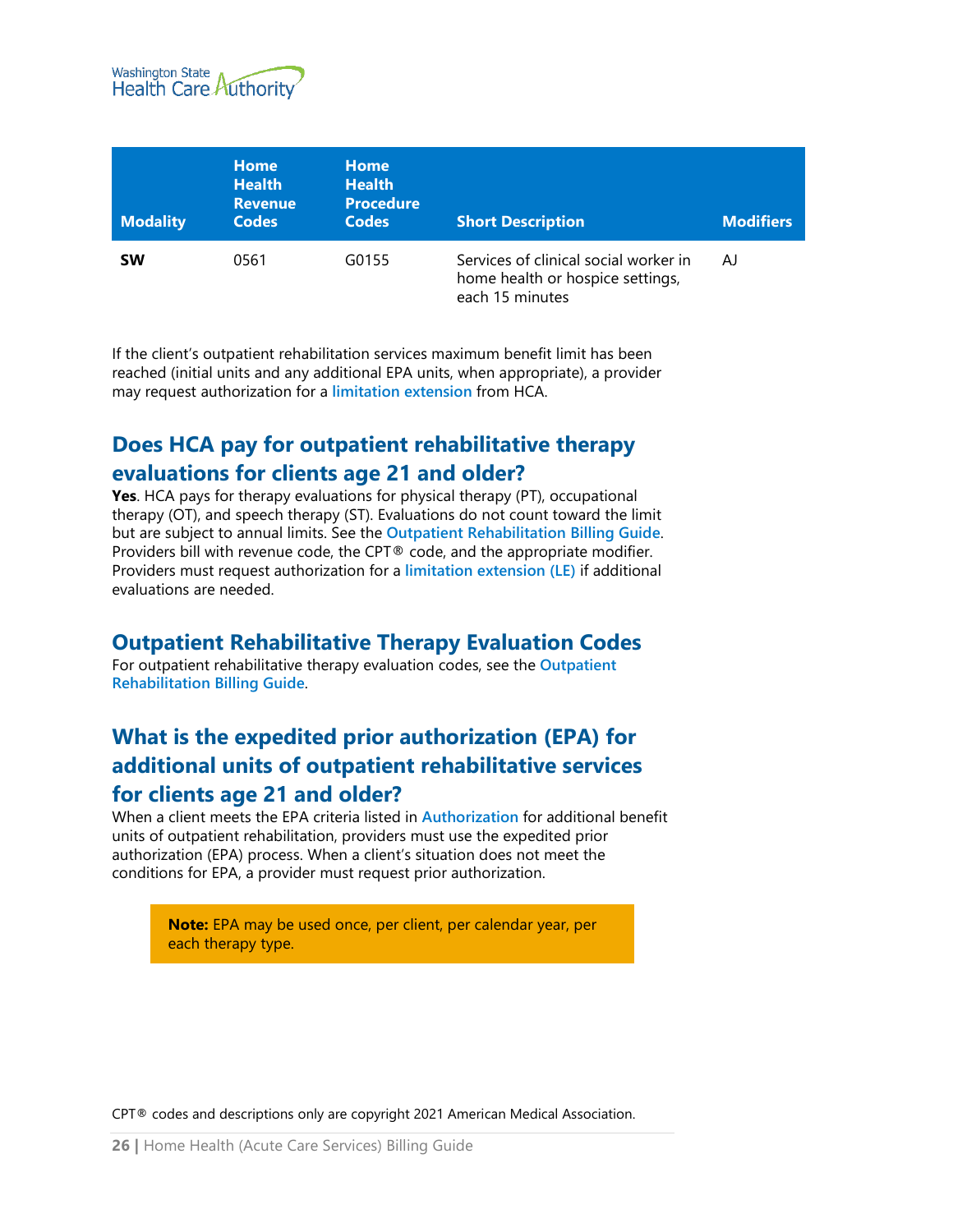| Modality | Home Health Revenue Codes | Home Health Procedure Codes | Short Description | Modifiers |
|---|---|---|---|---|
| **SW** | 0561 | G0155 | Services of clinical social worker in home health or hospice settings, each 15 minutes | AJ |

If the client's outpatient rehabilitation services maximum benefit limit has been reached (initial units and any additional EPA units, when appropriate), a provider may request authorization for a limitation extension from HCA.

## Does HCA pay for outpatient rehabilitative therapy evaluations for clients age 21 and older?

**Yes**. HCA pays for therapy evaluations for physical therapy (PT), occupational therapy (OT), and speech therapy (ST). Evaluations do not count toward the limit but are subject to annual limits. See the Outpatient Rehabilitation Billing Guide. Providers bill with revenue code, the CPT® code, and the appropriate modifier. Providers must request authorization for a limitation extension (LE) if additional evaluations are needed.

## Outpatient Rehabilitative Therapy Evaluation Codes

For outpatient rehabilitative therapy evaluation codes, see the Outpatient Rehabilitation Billing Guide.

## What is the expedited prior authorization (EPA) for additional units of outpatient rehabilitative services for clients age 21 and older?

When a client meets the EPA criteria listed in Authorization for additional benefit units of outpatient rehabilitation, providers must use the expedited prior authorization (EPA) process. When a client's situation does not meet the conditions for EPA, a provider must request prior authorization.

> **Note:** EPA may be used once, per client, per calendar year, per each therapy type.

CPT® codes and descriptions only are copyright 2021 American Medical Association.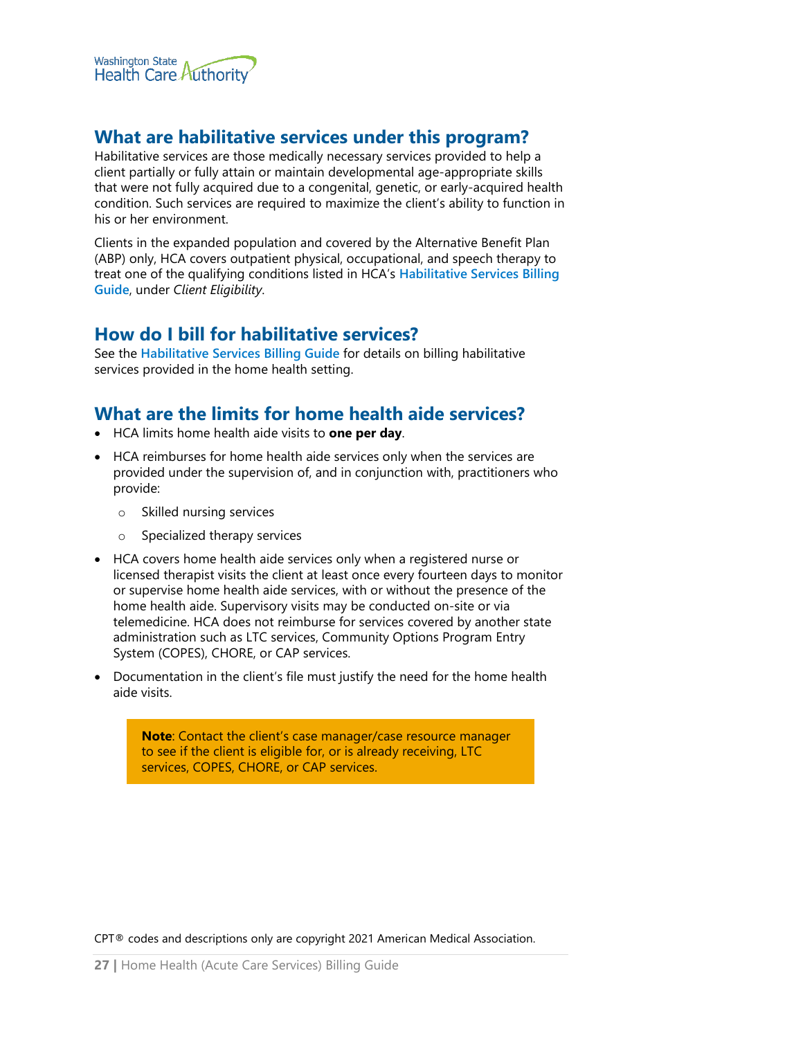## What are habilitative services under this program?

Habilitative services are those medically necessary services provided to help a client partially or fully attain or maintain developmental age-appropriate skills that were not fully acquired due to a congenital, genetic, or early-acquired health condition. Such services are required to maximize the client's ability to function in his or her environment.

Clients in the expanded population and covered by the Alternative Benefit Plan (ABP) only, HCA covers outpatient physical, occupational, and speech therapy to treat one of the qualifying conditions listed in HCA's **Habilitative Services Billing Guide**, under *Client Eligibility*.

## How do I bill for habilitative services?

See the **Habilitative Services Billing Guide** for details on billing habilitative services provided in the home health setting.

## What are the limits for home health aide services?

- HCA limits home health aide visits to **one per day**.
- HCA reimburses for home health aide services only when the services are provided under the supervision of, and in conjunction with, practitioners who provide:
  - Skilled nursing services
  - Specialized therapy services
- HCA covers home health aide services only when a registered nurse or licensed therapist visits the client at least once every fourteen days to monitor or supervise home health aide services, with or without the presence of the home health aide. Supervisory visits may be conducted on-site or via telemedicine. HCA does not reimburse for services covered by another state administration such as LTC services, Community Options Program Entry System (COPES), CHORE, or CAP services.
- Documentation in the client's file must justify the need for the home health aide visits.

> **Note**: Contact the client's case manager/case resource manager to see if the client is eligible for, or is already receiving, LTC services, COPES, CHORE, or CAP services.

CPT® codes and descriptions only are copyright 2021 American Medical Association.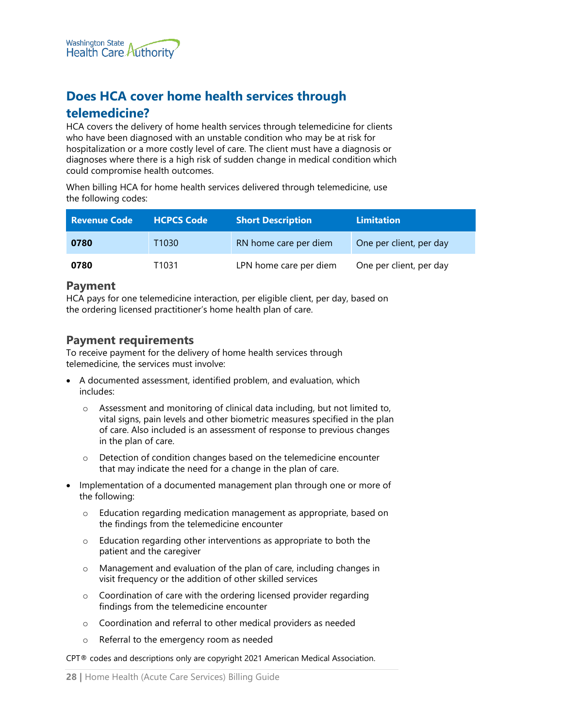## Does HCA cover home health services through telemedicine?

HCA covers the delivery of home health services through telemedicine for clients who have been diagnosed with an unstable condition who may be at risk for hospitalization or a more costly level of care. The client must have a diagnosis or diagnoses where there is a high risk of sudden change in medical condition which could compromise health outcomes.

When billing HCA for home health services delivered through telemedicine, use the following codes:

| Revenue Code | HCPCS Code | Short Description | Limitation |
|---|---|---|---|
| **0780** | T1030 | RN home care per diem | One per client, per day |
| **0780** | T1031 | LPN home care per diem | One per client, per day |

### Payment

HCA pays for one telemedicine interaction, per eligible client, per day, based on the ordering licensed practitioner's home health plan of care.

### Payment requirements

To receive payment for the delivery of home health services through telemedicine, the services must involve:

- A documented assessment, identified problem, and evaluation, which includes:
  - Assessment and monitoring of clinical data including, but not limited to, vital signs, pain levels and other biometric measures specified in the plan of care. Also included is an assessment of response to previous changes in the plan of care.
  - Detection of condition changes based on the telemedicine encounter that may indicate the need for a change in the plan of care.
- Implementation of a documented management plan through one or more of the following:
  - Education regarding medication management as appropriate, based on the findings from the telemedicine encounter
  - Education regarding other interventions as appropriate to both the patient and the caregiver
  - Management and evaluation of the plan of care, including changes in visit frequency or the addition of other skilled services
  - Coordination of care with the ordering licensed provider regarding findings from the telemedicine encounter
  - Coordination and referral to other medical providers as needed
  - Referral to the emergency room as needed

CPT® codes and descriptions only are copyright 2021 American Medical Association.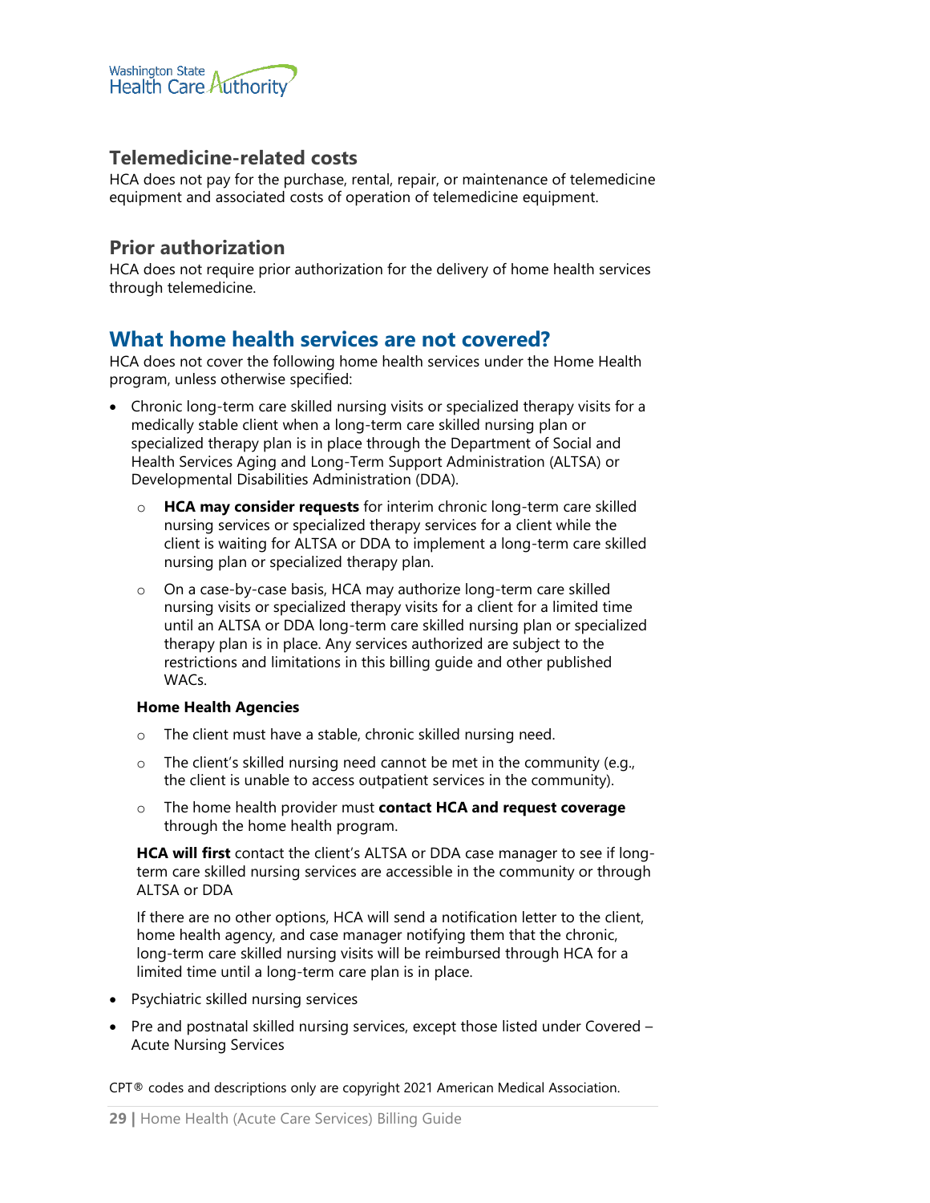### Telemedicine-related costs

HCA does not pay for the purchase, rental, repair, or maintenance of telemedicine equipment and associated costs of operation of telemedicine equipment.

### Prior authorization

HCA does not require prior authorization for the delivery of home health services through telemedicine.

## What home health services are not covered?

HCA does not cover the following home health services under the Home Health program, unless otherwise specified:

- Chronic long-term care skilled nursing visits or specialized therapy visits for a medically stable client when a long-term care skilled nursing plan or specialized therapy plan is in place through the Department of Social and Health Services Aging and Long-Term Support Administration (ALTSA) or Developmental Disabilities Administration (DDA).
    - **HCA may consider requests** for interim chronic long-term care skilled nursing services or specialized therapy services for a client while the client is waiting for ALTSA or DDA to implement a long-term care skilled nursing plan or specialized therapy plan.
    - On a case-by-case basis, HCA may authorize long-term care skilled nursing visits or specialized therapy visits for a client for a limited time until an ALTSA or DDA long-term care skilled nursing plan or specialized therapy plan is in place. Any services authorized are subject to the restrictions and limitations in this billing guide and other published WACs.

  **Home Health Agencies**

    - The client must have a stable, chronic skilled nursing need.
    - The client's skilled nursing need cannot be met in the community (e.g., the client is unable to access outpatient services in the community).
    - The home health provider must **contact HCA and request coverage** through the home health program.

  **HCA will first** contact the client's ALTSA or DDA case manager to see if long-term care skilled nursing services are accessible in the community or through ALTSA or DDA

  If there are no other options, HCA will send a notification letter to the client, home health agency, and case manager notifying them that the chronic, long-term care skilled nursing visits will be reimbursed through HCA for a limited time until a long-term care plan is in place.

- Psychiatric skilled nursing services
- Pre and postnatal skilled nursing services, except those listed under Covered – Acute Nursing Services

CPT® codes and descriptions only are copyright 2021 American Medical Association.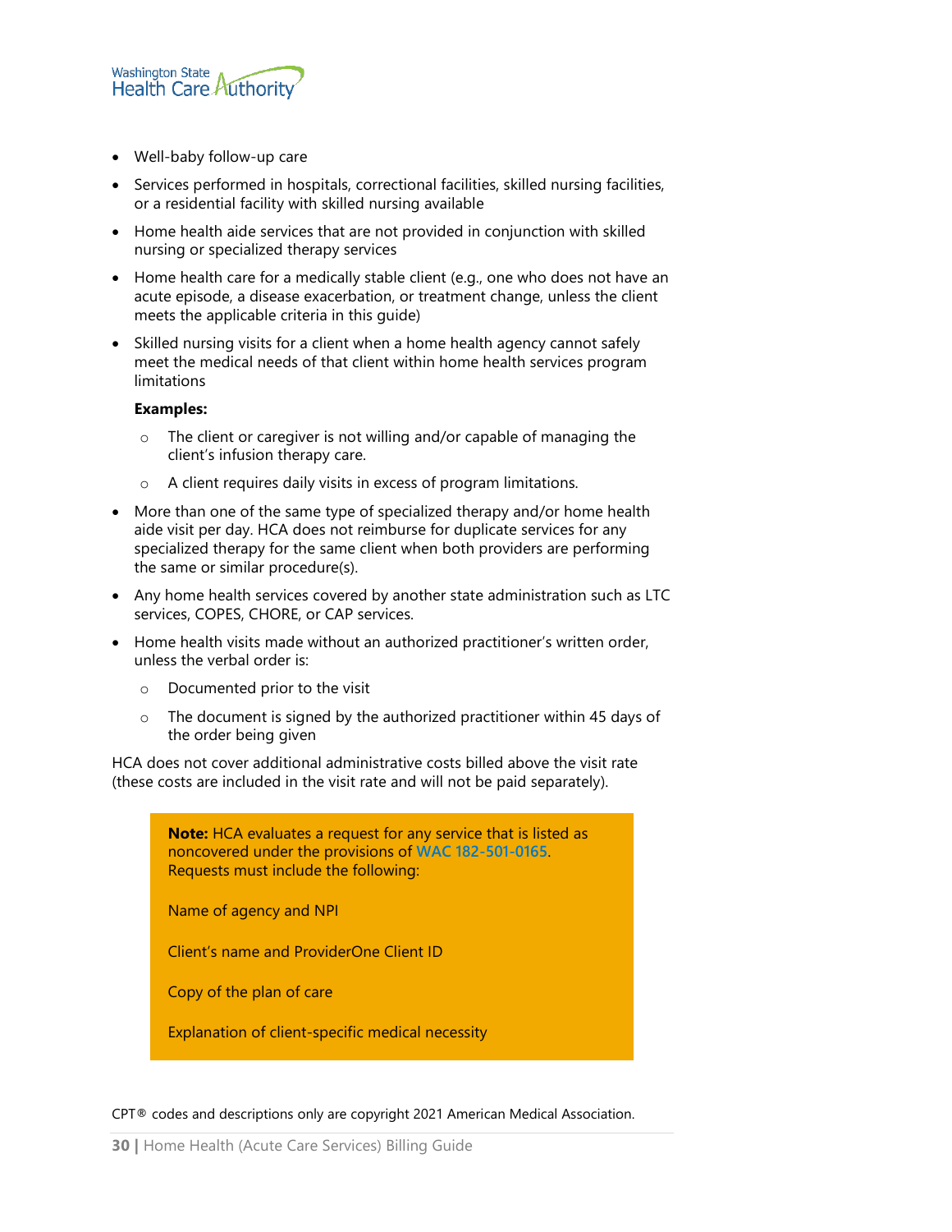- Well-baby follow-up care
- Services performed in hospitals, correctional facilities, skilled nursing facilities, or a residential facility with skilled nursing available
- Home health aide services that are not provided in conjunction with skilled nursing or specialized therapy services
- Home health care for a medically stable client (e.g., one who does not have an acute episode, a disease exacerbation, or treatment change, unless the client meets the applicable criteria in this guide)
- Skilled nursing visits for a client when a home health agency cannot safely meet the medical needs of that client within home health services program limitations

  **Examples:**

  - The client or caregiver is not willing and/or capable of managing the client's infusion therapy care.
  - A client requires daily visits in excess of program limitations.
- More than one of the same type of specialized therapy and/or home health aide visit per day. HCA does not reimburse for duplicate services for any specialized therapy for the same client when both providers are performing the same or similar procedure(s).
- Any home health services covered by another state administration such as LTC services, COPES, CHORE, or CAP services.
- Home health visits made without an authorized practitioner's written order, unless the verbal order is:
  - Documented prior to the visit
  - The document is signed by the authorized practitioner within 45 days of the order being given

HCA does not cover additional administrative costs billed above the visit rate (these costs are included in the visit rate and will not be paid separately).

> **Note:** HCA evaluates a request for any service that is listed as noncovered under the provisions of WAC 182-501-0165. Requests must include the following:
>
> Name of agency and NPI
>
> Client's name and ProviderOne Client ID
>
> Copy of the plan of care
>
> Explanation of client-specific medical necessity

CPT® codes and descriptions only are copyright 2021 American Medical Association.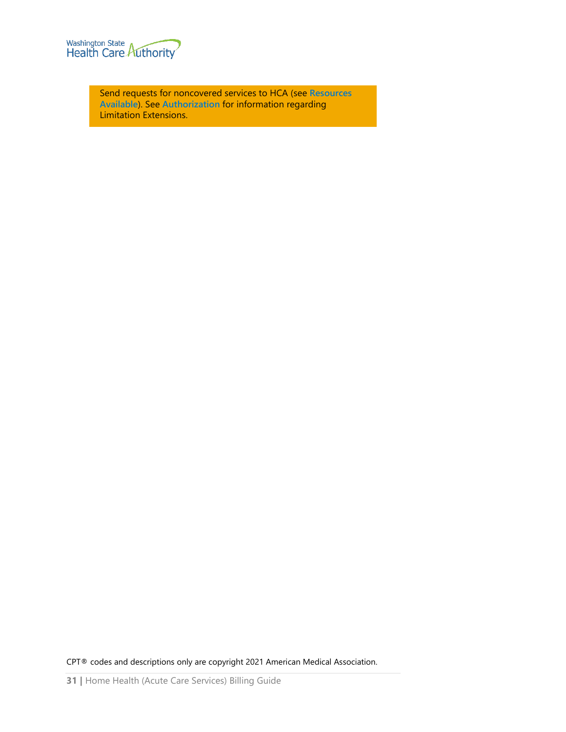> Send requests for noncovered services to HCA (see **Resources Available**). See **Authorization** for information regarding Limitation Extensions.

CPT® codes and descriptions only are copyright 2021 American Medical Association.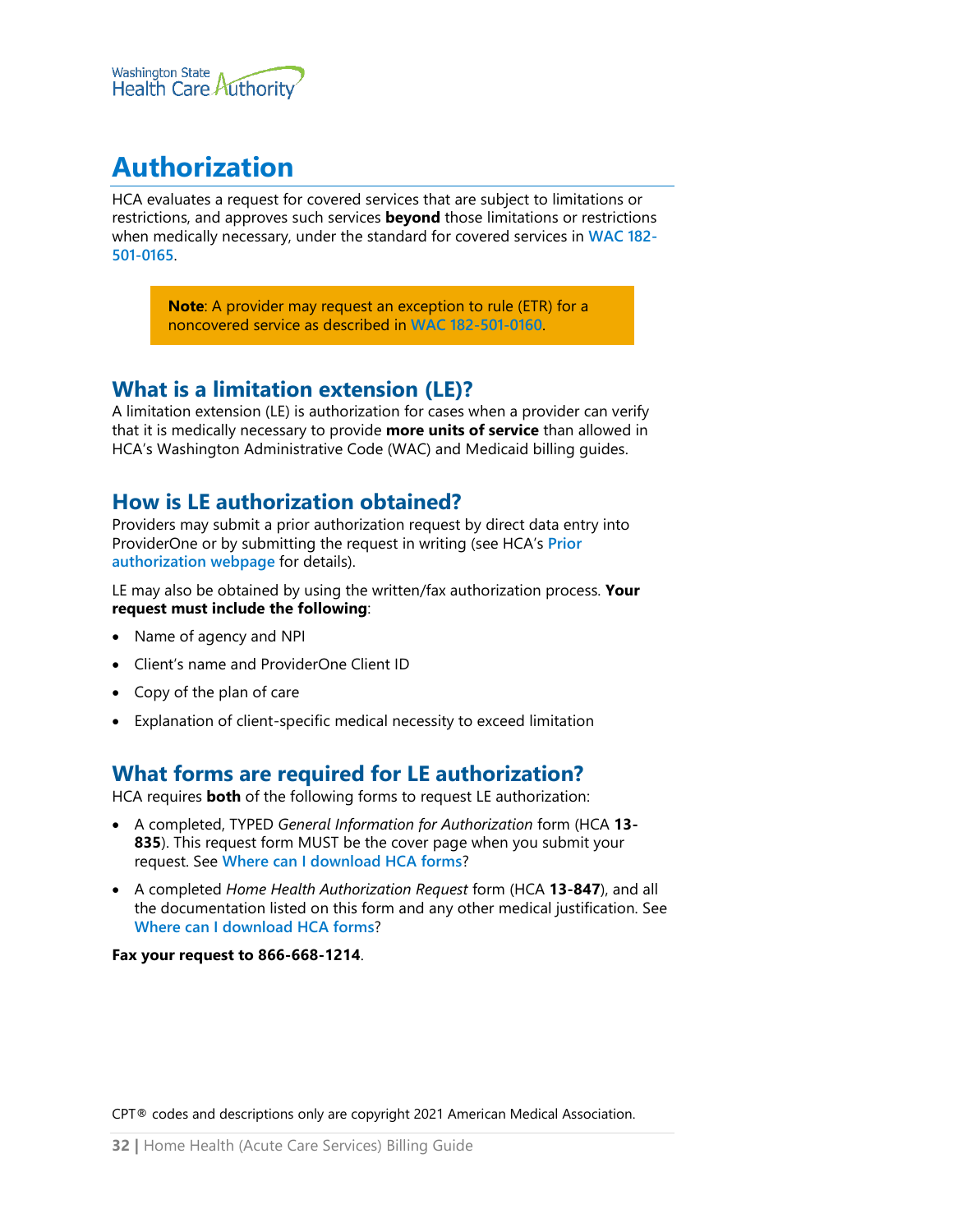# Authorization

HCA evaluates a request for covered services that are subject to limitations or restrictions, and approves such services **beyond** those limitations or restrictions when medically necessary, under the standard for covered services in WAC 182-501-0165.

> **Note**: A provider may request an exception to rule (ETR) for a noncovered service as described in WAC 182-501-0160.

## What is a limitation extension (LE)?

A limitation extension (LE) is authorization for cases when a provider can verify that it is medically necessary to provide **more units of service** than allowed in HCA's Washington Administrative Code (WAC) and Medicaid billing guides.

## How is LE authorization obtained?

Providers may submit a prior authorization request by direct data entry into ProviderOne or by submitting the request in writing (see HCA's Prior authorization webpage for details).

LE may also be obtained by using the written/fax authorization process. **Your request must include the following**:

- Name of agency and NPI
- Client's name and ProviderOne Client ID
- Copy of the plan of care
- Explanation of client-specific medical necessity to exceed limitation

## What forms are required for LE authorization?

HCA requires **both** of the following forms to request LE authorization:

- A completed, TYPED *General Information for Authorization* form (HCA **13-835**). This request form MUST be the cover page when you submit your request. See Where can I download HCA forms?
- A completed *Home Health Authorization Request* form (HCA **13-847**), and all the documentation listed on this form and any other medical justification. See Where can I download HCA forms?

**Fax your request to 866-668-1214**.

CPT® codes and descriptions only are copyright 2021 American Medical Association.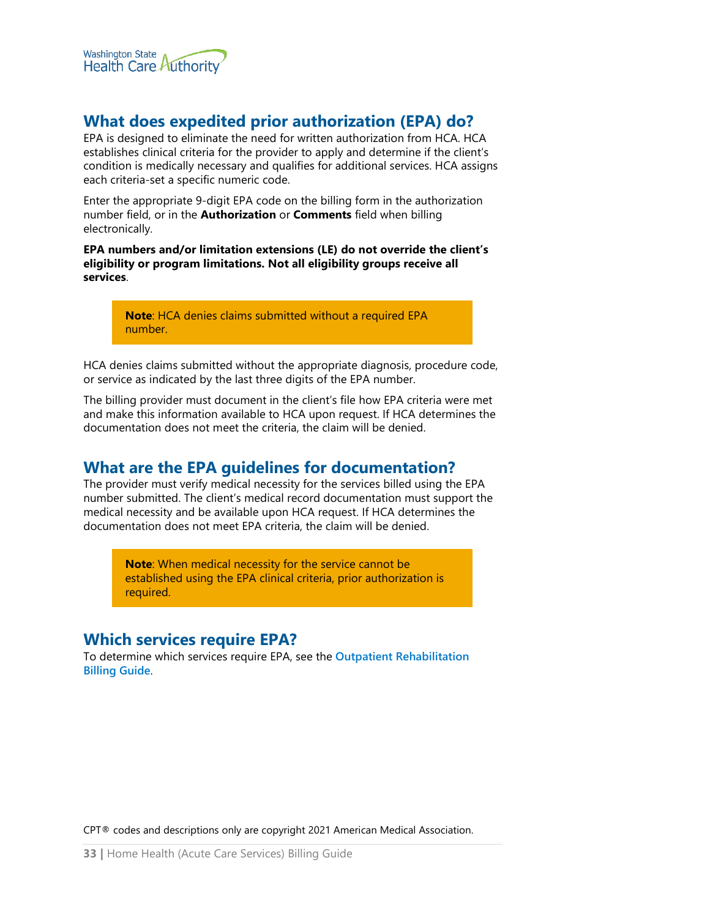## What does expedited prior authorization (EPA) do?

EPA is designed to eliminate the need for written authorization from HCA. HCA establishes clinical criteria for the provider to apply and determine if the client's condition is medically necessary and qualifies for additional services. HCA assigns each criteria-set a specific numeric code.

Enter the appropriate 9-digit EPA code on the billing form in the authorization number field, or in the **Authorization** or **Comments** field when billing electronically.

**EPA numbers and/or limitation extensions (LE) do not override the client's eligibility or program limitations. Not all eligibility groups receive all services**.

> **Note**: HCA denies claims submitted without a required EPA number.

HCA denies claims submitted without the appropriate diagnosis, procedure code, or service as indicated by the last three digits of the EPA number.

The billing provider must document in the client's file how EPA criteria were met and make this information available to HCA upon request. If HCA determines the documentation does not meet the criteria, the claim will be denied.

## What are the EPA guidelines for documentation?

The provider must verify medical necessity for the services billed using the EPA number submitted. The client's medical record documentation must support the medical necessity and be available upon HCA request. If HCA determines the documentation does not meet EPA criteria, the claim will be denied.

> **Note**: When medical necessity for the service cannot be established using the EPA clinical criteria, prior authorization is required.

## Which services require EPA?

To determine which services require EPA, see the **Outpatient Rehabilitation Billing Guide**.

CPT® codes and descriptions only are copyright 2021 American Medical Association.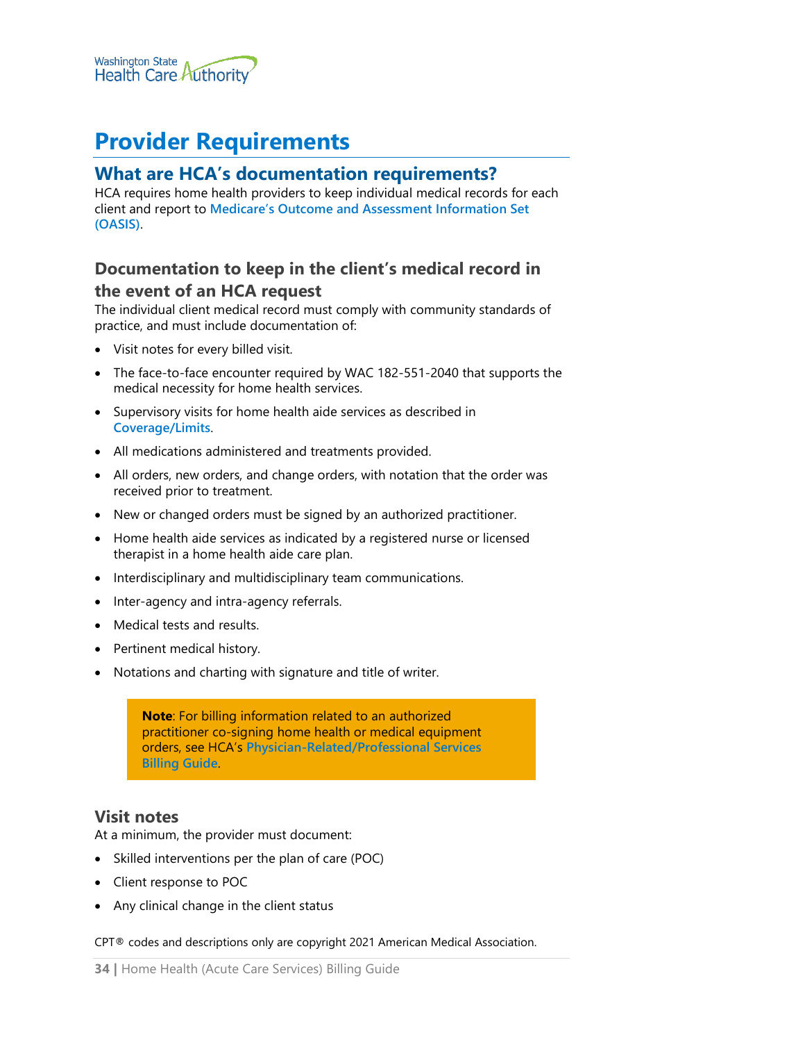# Provider Requirements

## What are HCA's documentation requirements?

HCA requires home health providers to keep individual medical records for each client and report to **Medicare's Outcome and Assessment Information Set (OASIS)**.

### Documentation to keep in the client's medical record in the event of an HCA request

The individual client medical record must comply with community standards of practice, and must include documentation of:

- Visit notes for every billed visit.
- The face-to-face encounter required by WAC 182-551-2040 that supports the medical necessity for home health services.
- Supervisory visits for home health aide services as described in **Coverage/Limits**.
- All medications administered and treatments provided.
- All orders, new orders, and change orders, with notation that the order was received prior to treatment.
- New or changed orders must be signed by an authorized practitioner.
- Home health aide services as indicated by a registered nurse or licensed therapist in a home health aide care plan.
- Interdisciplinary and multidisciplinary team communications.
- Inter-agency and intra-agency referrals.
- Medical tests and results.
- Pertinent medical history.
- Notations and charting with signature and title of writer.

> **Note**: For billing information related to an authorized practitioner co-signing home health or medical equipment orders, see HCA's **Physician-Related/Professional Services Billing Guide**.

### Visit notes

At a minimum, the provider must document:

- Skilled interventions per the plan of care (POC)
- Client response to POC
- Any clinical change in the client status

CPT® codes and descriptions only are copyright 2021 American Medical Association.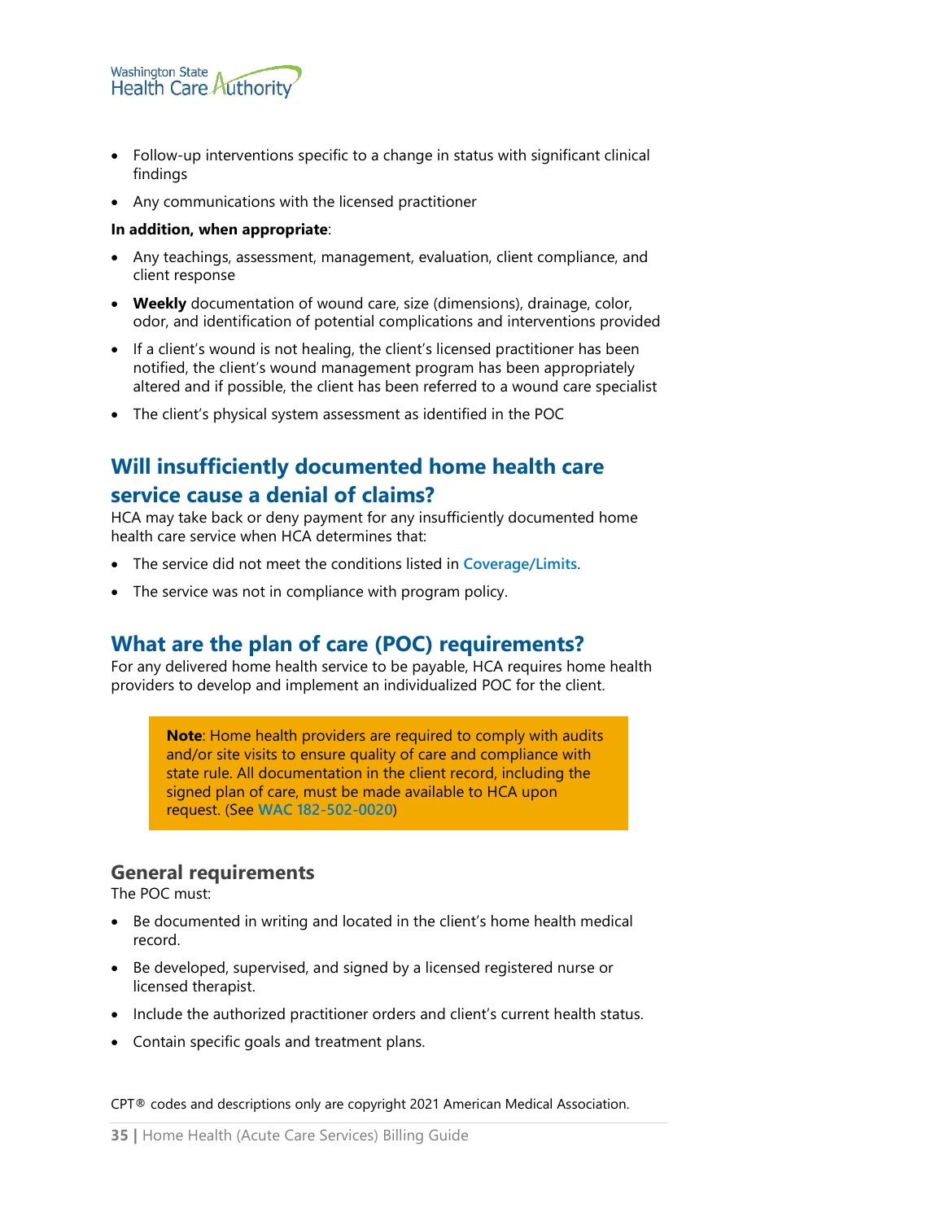- Follow-up interventions specific to a change in status with significant clinical findings
- Any communications with the licensed practitioner

**In addition, when appropriate**:

- Any teachings, assessment, management, evaluation, client compliance, and client response
- **Weekly** documentation of wound care, size (dimensions), drainage, color, odor, and identification of potential complications and interventions provided
- If a client's wound is not healing, the client's licensed practitioner has been notified, the client's wound management program has been appropriately altered and if possible, the client has been referred to a wound care specialist
- The client's physical system assessment as identified in the POC

## Will insufficiently documented home health care service cause a denial of claims?

HCA may take back or deny payment for any insufficiently documented home health care service when HCA determines that:

- The service did not meet the conditions listed in Coverage/Limits.
- The service was not in compliance with program policy.

## What are the plan of care (POC) requirements?

For any delivered home health service to be payable, HCA requires home health providers to develop and implement an individualized POC for the client.

> **Note**: Home health providers are required to comply with audits and/or site visits to ensure quality of care and compliance with state rule. All documentation in the client record, including the signed plan of care, must be made available to HCA upon request. (See WAC 182-502-0020)

### General requirements

The POC must:

- Be documented in writing and located in the client's home health medical record.
- Be developed, supervised, and signed by a licensed registered nurse or licensed therapist.
- Include the authorized practitioner orders and client's current health status.
- Contain specific goals and treatment plans.

CPT® codes and descriptions only are copyright 2021 American Medical Association.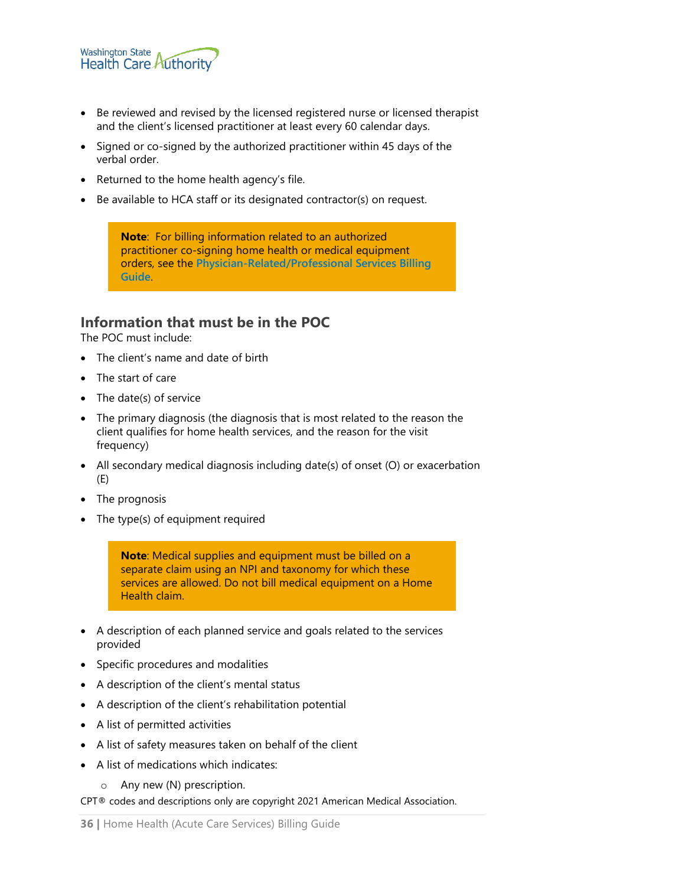- Be reviewed and revised by the licensed registered nurse or licensed therapist and the client's licensed practitioner at least every 60 calendar days.
- Signed or co-signed by the authorized practitioner within 45 days of the verbal order.
- Returned to the home health agency's file.
- Be available to HCA staff or its designated contractor(s) on request.

> **Note**: For billing information related to an authorized practitioner co-signing home health or medical equipment orders, see the **Physician-Related/Professional Services Billing Guide**.

## Information that must be in the POC

The POC must include:

- The client's name and date of birth
- The start of care
- The date(s) of service
- The primary diagnosis (the diagnosis that is most related to the reason the client qualifies for home health services, and the reason for the visit frequency)
- All secondary medical diagnosis including date(s) of onset (O) or exacerbation (E)
- The prognosis
- The type(s) of equipment required

> **Note**: Medical supplies and equipment must be billed on a separate claim using an NPI and taxonomy for which these services are allowed. Do not bill medical equipment on a Home Health claim.

- A description of each planned service and goals related to the services provided
- Specific procedures and modalities
- A description of the client's mental status
- A description of the client's rehabilitation potential
- A list of permitted activities
- A list of safety measures taken on behalf of the client
- A list of medications which indicates:
  - Any new (N) prescription.

CPT® codes and descriptions only are copyright 2021 American Medical Association.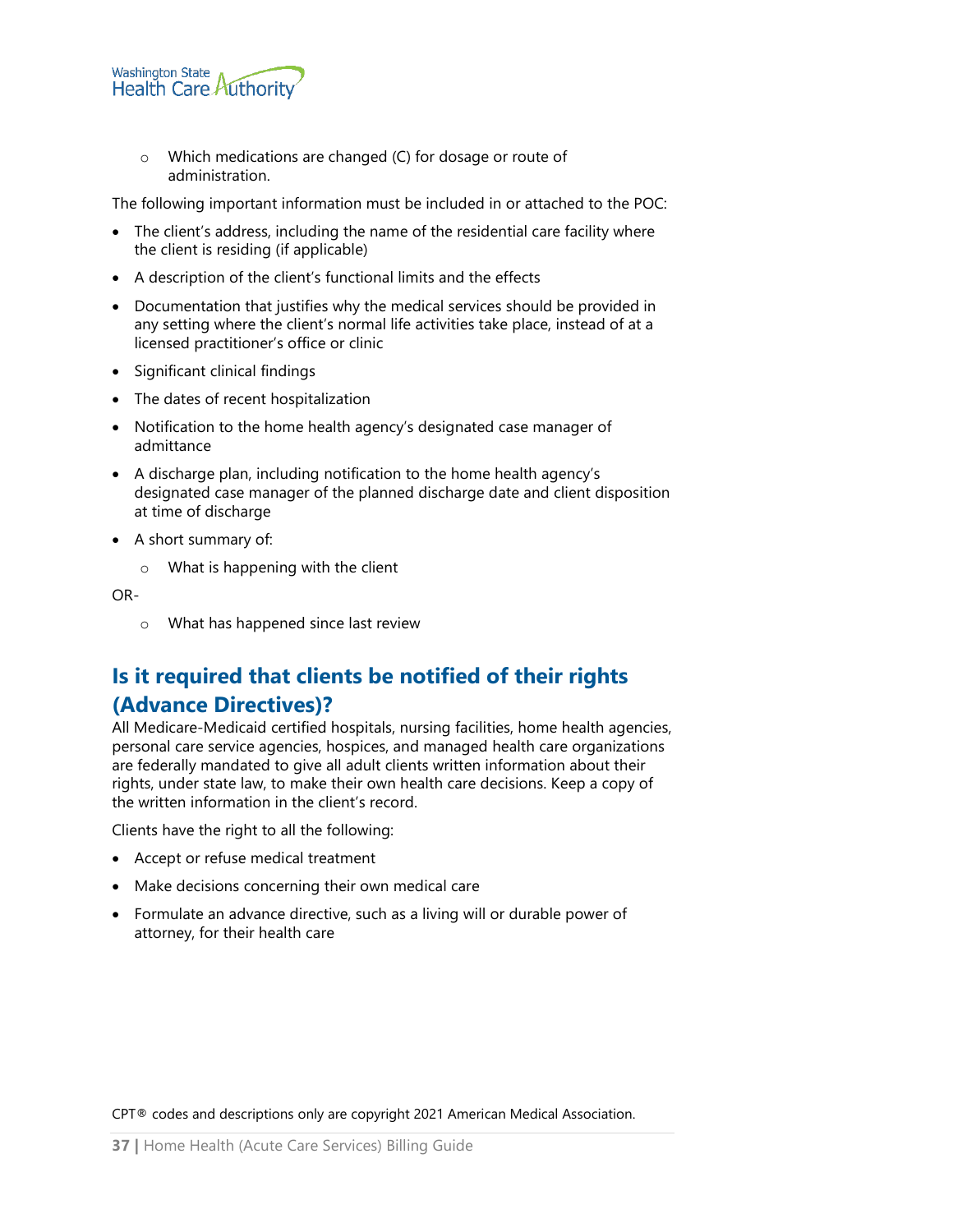- Which medications are changed (C) for dosage or route of administration.

The following important information must be included in or attached to the POC:

- The client's address, including the name of the residential care facility where the client is residing (if applicable)
- A description of the client's functional limits and the effects
- Documentation that justifies why the medical services should be provided in any setting where the client's normal life activities take place, instead of at a licensed practitioner's office or clinic
- Significant clinical findings
- The dates of recent hospitalization
- Notification to the home health agency's designated case manager of admittance
- A discharge plan, including notification to the home health agency's designated case manager of the planned discharge date and client disposition at time of discharge
- A short summary of:
  - What is happening with the client

OR-

  - What has happened since last review

## Is it required that clients be notified of their rights (Advance Directives)?

All Medicare-Medicaid certified hospitals, nursing facilities, home health agencies, personal care service agencies, hospices, and managed health care organizations are federally mandated to give all adult clients written information about their rights, under state law, to make their own health care decisions. Keep a copy of the written information in the client's record.

Clients have the right to all the following:

- Accept or refuse medical treatment
- Make decisions concerning their own medical care
- Formulate an advance directive, such as a living will or durable power of attorney, for their health care

CPT® codes and descriptions only are copyright 2021 American Medical Association.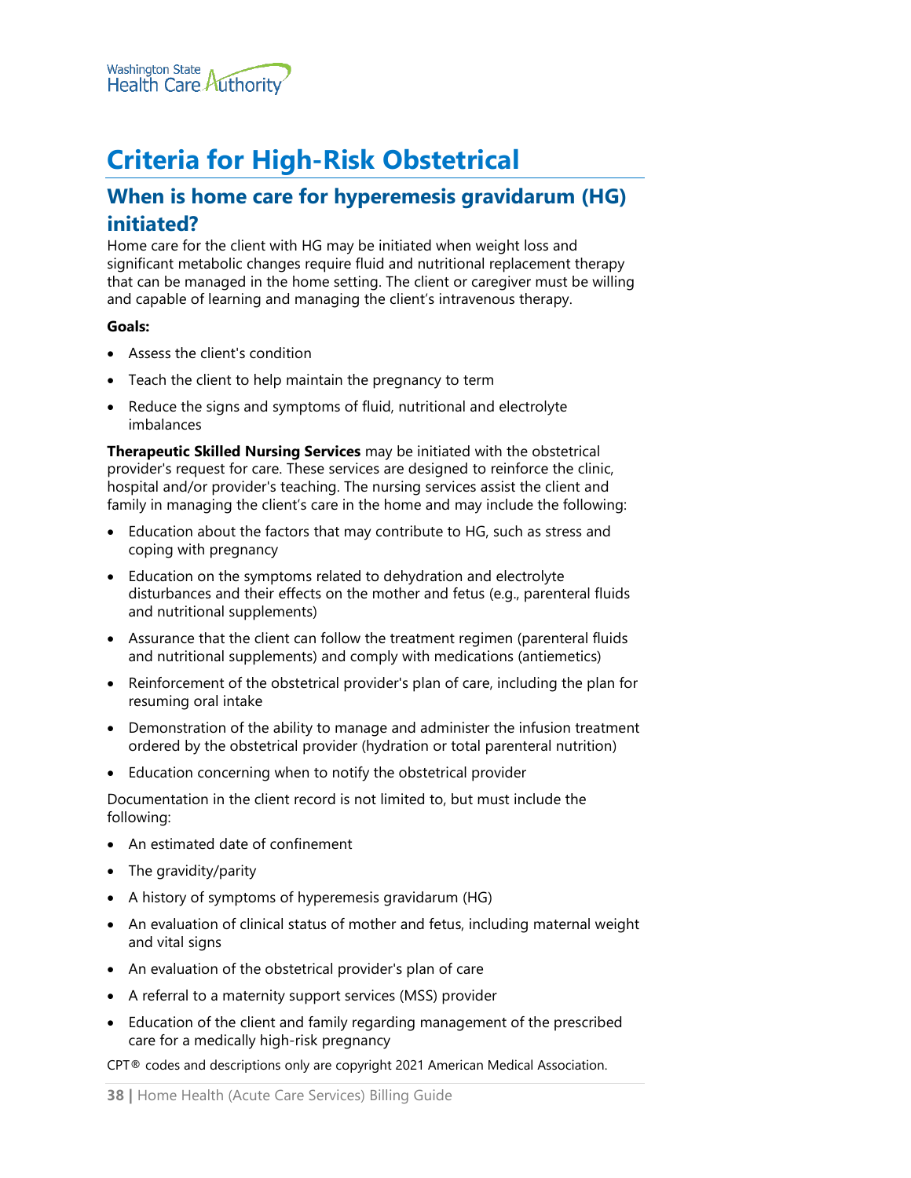# Criteria for High-Risk Obstetrical

## When is home care for hyperemesis gravidarum (HG) initiated?

Home care for the client with HG may be initiated when weight loss and significant metabolic changes require fluid and nutritional replacement therapy that can be managed in the home setting. The client or caregiver must be willing and capable of learning and managing the client's intravenous therapy.

**Goals:**

- Assess the client's condition
- Teach the client to help maintain the pregnancy to term
- Reduce the signs and symptoms of fluid, nutritional and electrolyte imbalances

**Therapeutic Skilled Nursing Services** may be initiated with the obstetrical provider's request for care. These services are designed to reinforce the clinic, hospital and/or provider's teaching. The nursing services assist the client and family in managing the client's care in the home and may include the following:

- Education about the factors that may contribute to HG, such as stress and coping with pregnancy
- Education on the symptoms related to dehydration and electrolyte disturbances and their effects on the mother and fetus (e.g., parenteral fluids and nutritional supplements)
- Assurance that the client can follow the treatment regimen (parenteral fluids and nutritional supplements) and comply with medications (antiemetics)
- Reinforcement of the obstetrical provider's plan of care, including the plan for resuming oral intake
- Demonstration of the ability to manage and administer the infusion treatment ordered by the obstetrical provider (hydration or total parenteral nutrition)
- Education concerning when to notify the obstetrical provider

Documentation in the client record is not limited to, but must include the following:

- An estimated date of confinement
- The gravidity/parity
- A history of symptoms of hyperemesis gravidarum (HG)
- An evaluation of clinical status of mother and fetus, including maternal weight and vital signs
- An evaluation of the obstetrical provider's plan of care
- A referral to a maternity support services (MSS) provider
- Education of the client and family regarding management of the prescribed care for a medically high-risk pregnancy

CPT® codes and descriptions only are copyright 2021 American Medical Association.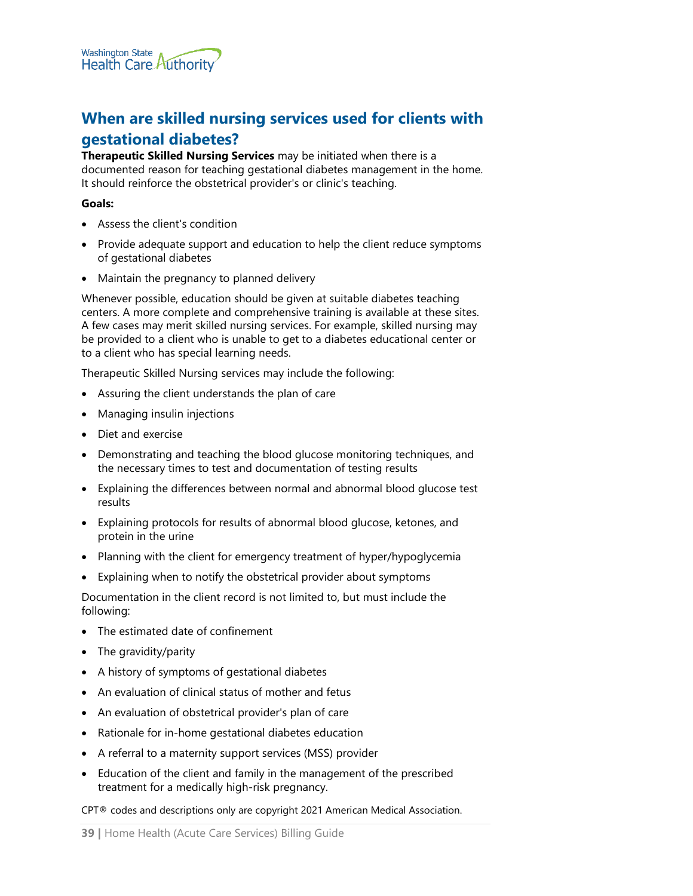## When are skilled nursing services used for clients with gestational diabetes?

**Therapeutic Skilled Nursing Services** may be initiated when there is a documented reason for teaching gestational diabetes management in the home. It should reinforce the obstetrical provider's or clinic's teaching.

**Goals:**

- Assess the client's condition
- Provide adequate support and education to help the client reduce symptoms of gestational diabetes
- Maintain the pregnancy to planned delivery

Whenever possible, education should be given at suitable diabetes teaching centers. A more complete and comprehensive training is available at these sites. A few cases may merit skilled nursing services. For example, skilled nursing may be provided to a client who is unable to get to a diabetes educational center or to a client who has special learning needs.

Therapeutic Skilled Nursing services may include the following:

- Assuring the client understands the plan of care
- Managing insulin injections
- Diet and exercise
- Demonstrating and teaching the blood glucose monitoring techniques, and the necessary times to test and documentation of testing results
- Explaining the differences between normal and abnormal blood glucose test results
- Explaining protocols for results of abnormal blood glucose, ketones, and protein in the urine
- Planning with the client for emergency treatment of hyper/hypoglycemia
- Explaining when to notify the obstetrical provider about symptoms

Documentation in the client record is not limited to, but must include the following:

- The estimated date of confinement
- The gravidity/parity
- A history of symptoms of gestational diabetes
- An evaluation of clinical status of mother and fetus
- An evaluation of obstetrical provider's plan of care
- Rationale for in-home gestational diabetes education
- A referral to a maternity support services (MSS) provider
- Education of the client and family in the management of the prescribed treatment for a medically high-risk pregnancy.

CPT® codes and descriptions only are copyright 2021 American Medical Association.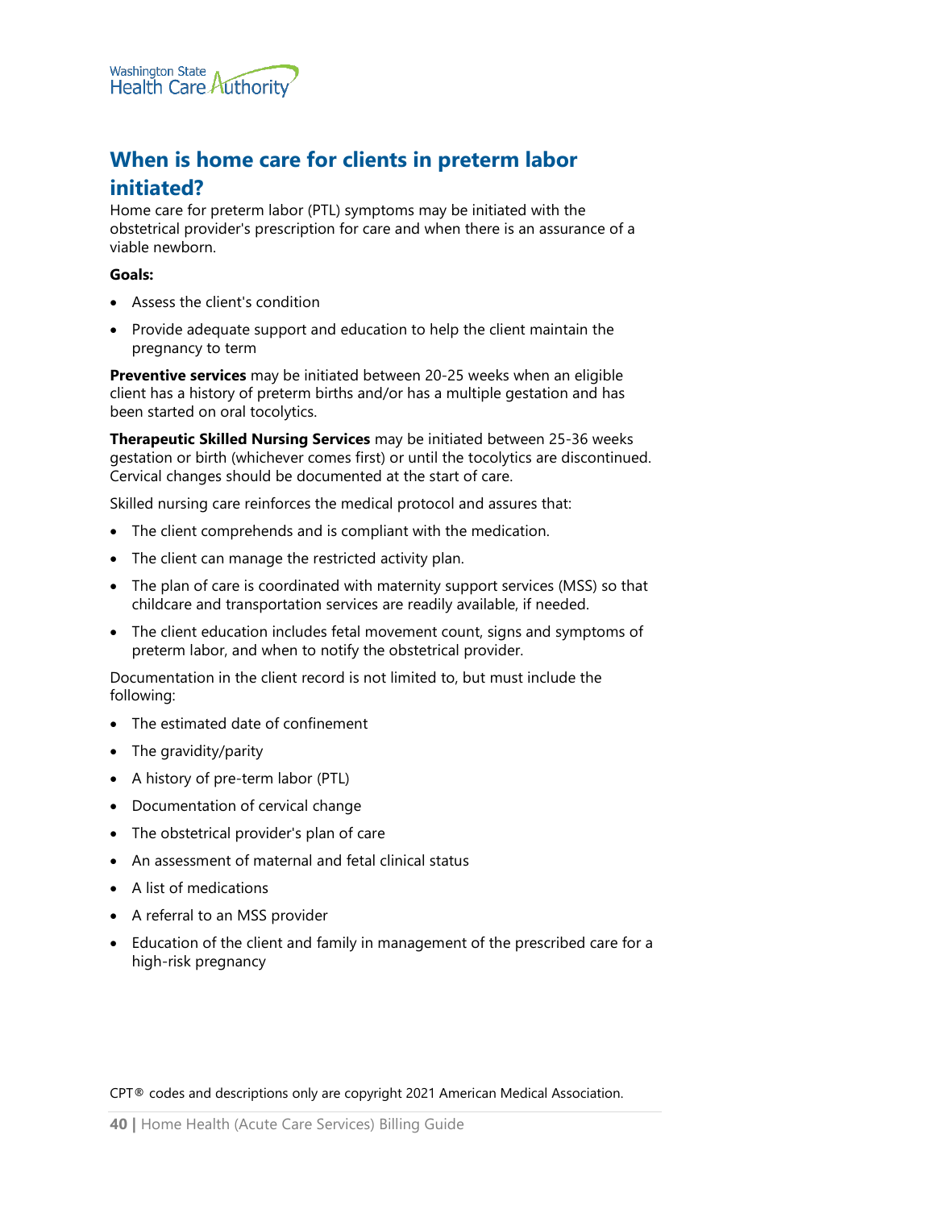## When is home care for clients in preterm labor initiated?

Home care for preterm labor (PTL) symptoms may be initiated with the obstetrical provider's prescription for care and when there is an assurance of a viable newborn.

**Goals:**

- Assess the client's condition
- Provide adequate support and education to help the client maintain the pregnancy to term

**Preventive services** may be initiated between 20-25 weeks when an eligible client has a history of preterm births and/or has a multiple gestation and has been started on oral tocolytics.

**Therapeutic Skilled Nursing Services** may be initiated between 25-36 weeks gestation or birth (whichever comes first) or until the tocolytics are discontinued. Cervical changes should be documented at the start of care.

Skilled nursing care reinforces the medical protocol and assures that:

- The client comprehends and is compliant with the medication.
- The client can manage the restricted activity plan.
- The plan of care is coordinated with maternity support services (MSS) so that childcare and transportation services are readily available, if needed.
- The client education includes fetal movement count, signs and symptoms of preterm labor, and when to notify the obstetrical provider.

Documentation in the client record is not limited to, but must include the following:

- The estimated date of confinement
- The gravidity/parity
- A history of pre-term labor (PTL)
- Documentation of cervical change
- The obstetrical provider's plan of care
- An assessment of maternal and fetal clinical status
- A list of medications
- A referral to an MSS provider
- Education of the client and family in management of the prescribed care for a high-risk pregnancy

CPT® codes and descriptions only are copyright 2021 American Medical Association.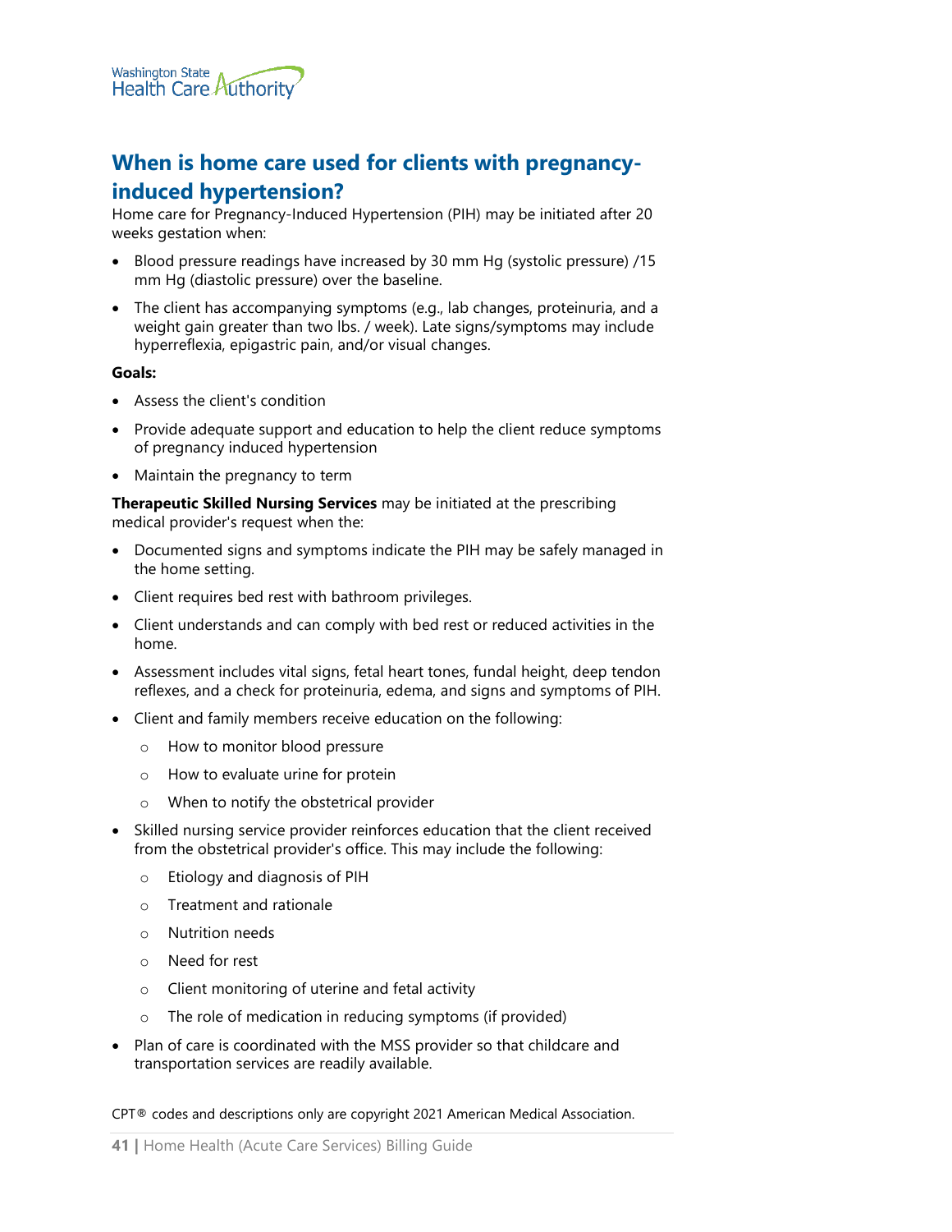## When is home care used for clients with pregnancy-induced hypertension?

Home care for Pregnancy-Induced Hypertension (PIH) may be initiated after 20 weeks gestation when:

- Blood pressure readings have increased by 30 mm Hg (systolic pressure) /15 mm Hg (diastolic pressure) over the baseline.
- The client has accompanying symptoms (e.g., lab changes, proteinuria, and a weight gain greater than two lbs. / week). Late signs/symptoms may include hyperreflexia, epigastric pain, and/or visual changes.

**Goals:**

- Assess the client's condition
- Provide adequate support and education to help the client reduce symptoms of pregnancy induced hypertension
- Maintain the pregnancy to term

**Therapeutic Skilled Nursing Services** may be initiated at the prescribing medical provider's request when the:

- Documented signs and symptoms indicate the PIH may be safely managed in the home setting.
- Client requires bed rest with bathroom privileges.
- Client understands and can comply with bed rest or reduced activities in the home.
- Assessment includes vital signs, fetal heart tones, fundal height, deep tendon reflexes, and a check for proteinuria, edema, and signs and symptoms of PIH.
- Client and family members receive education on the following:
  - How to monitor blood pressure
  - How to evaluate urine for protein
  - When to notify the obstetrical provider
- Skilled nursing service provider reinforces education that the client received from the obstetrical provider's office. This may include the following:
  - Etiology and diagnosis of PIH
  - Treatment and rationale
  - Nutrition needs
  - Need for rest
  - Client monitoring of uterine and fetal activity
  - The role of medication in reducing symptoms (if provided)
- Plan of care is coordinated with the MSS provider so that childcare and transportation services are readily available.

CPT® codes and descriptions only are copyright 2021 American Medical Association.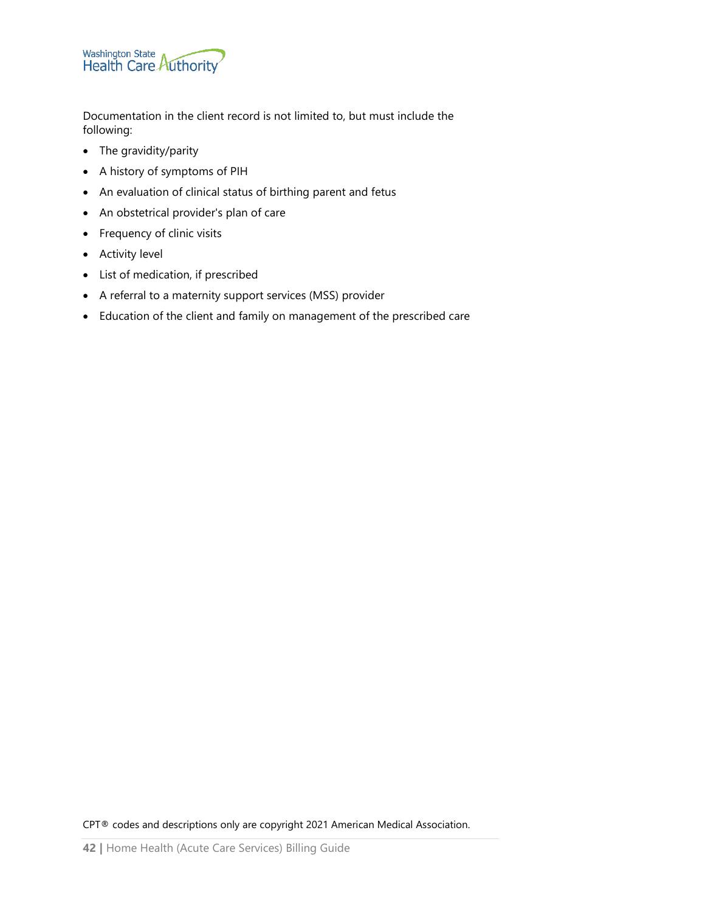Documentation in the client record is not limited to, but must include the following:

- The gravidity/parity
- A history of symptoms of PIH
- An evaluation of clinical status of birthing parent and fetus
- An obstetrical provider's plan of care
- Frequency of clinic visits
- Activity level
- List of medication, if prescribed
- A referral to a maternity support services (MSS) provider
- Education of the client and family on management of the prescribed care

CPT® codes and descriptions only are copyright 2021 American Medical Association.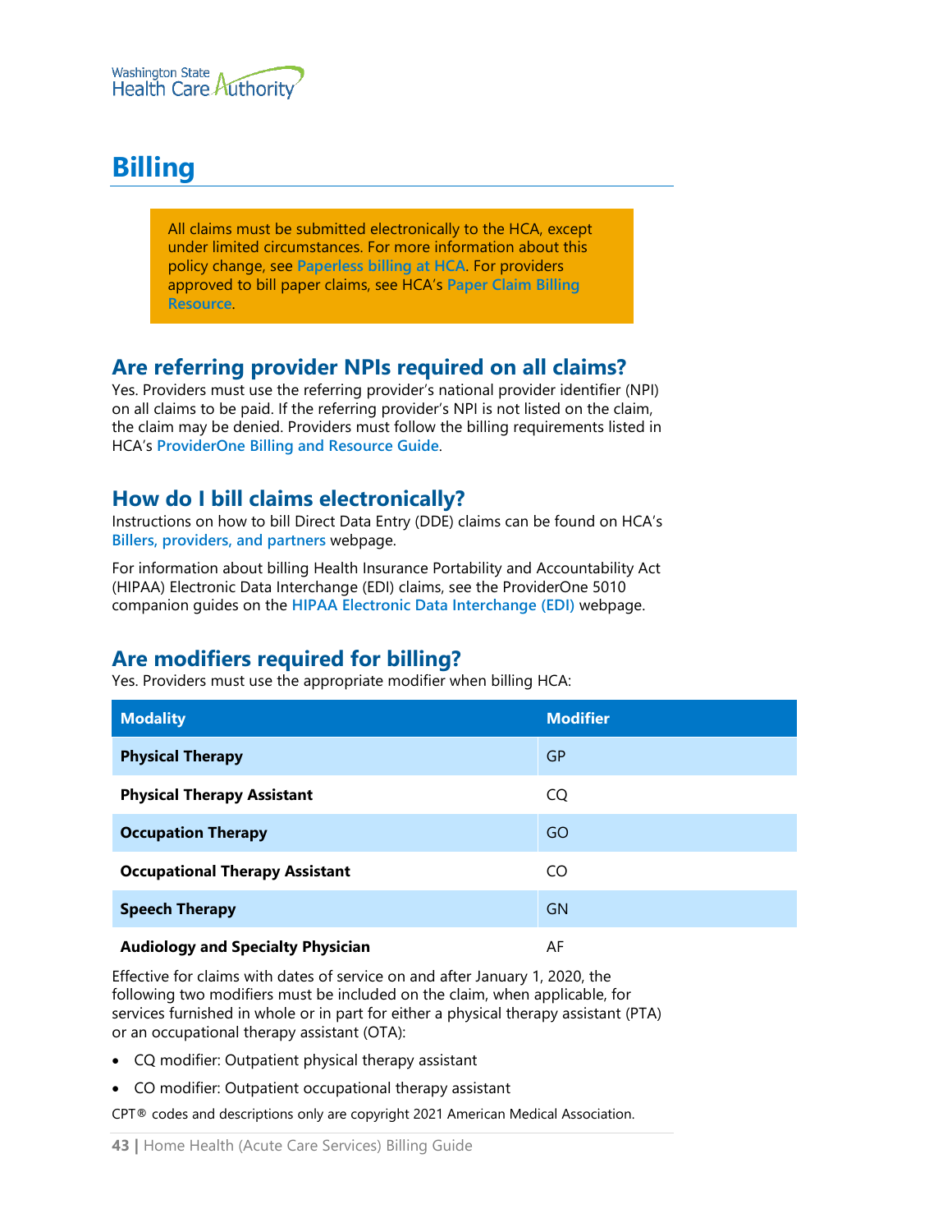# Billing

> All claims must be submitted electronically to the HCA, except under limited circumstances. For more information about this policy change, see **Paperless billing at HCA**. For providers approved to bill paper claims, see HCA's **Paper Claim Billing Resource**.

## Are referring provider NPIs required on all claims?

Yes. Providers must use the referring provider's national provider identifier (NPI) on all claims to be paid. If the referring provider's NPI is not listed on the claim, the claim may be denied. Providers must follow the billing requirements listed in HCA's **ProviderOne Billing and Resource Guide**.

## How do I bill claims electronically?

Instructions on how to bill Direct Data Entry (DDE) claims can be found on HCA's **Billers, providers, and partners** webpage.

For information about billing Health Insurance Portability and Accountability Act (HIPAA) Electronic Data Interchange (EDI) claims, see the ProviderOne 5010 companion guides on the **HIPAA Electronic Data Interchange (EDI)** webpage.

## Are modifiers required for billing?

Yes. Providers must use the appropriate modifier when billing HCA:

| Modality | Modifier |
| --- | --- |
| **Physical Therapy** | GP |
| **Physical Therapy Assistant** | CQ |
| **Occupation Therapy** | GO |
| **Occupational Therapy Assistant** | CO |
| **Speech Therapy** | GN |
| **Audiology and Specialty Physician** | AF |

Effective for claims with dates of service on and after January 1, 2020, the following two modifiers must be included on the claim, when applicable, for services furnished in whole or in part for either a physical therapy assistant (PTA) or an occupational therapy assistant (OTA):

- CQ modifier: Outpatient physical therapy assistant
- CO modifier: Outpatient occupational therapy assistant

CPT® codes and descriptions only are copyright 2021 American Medical Association.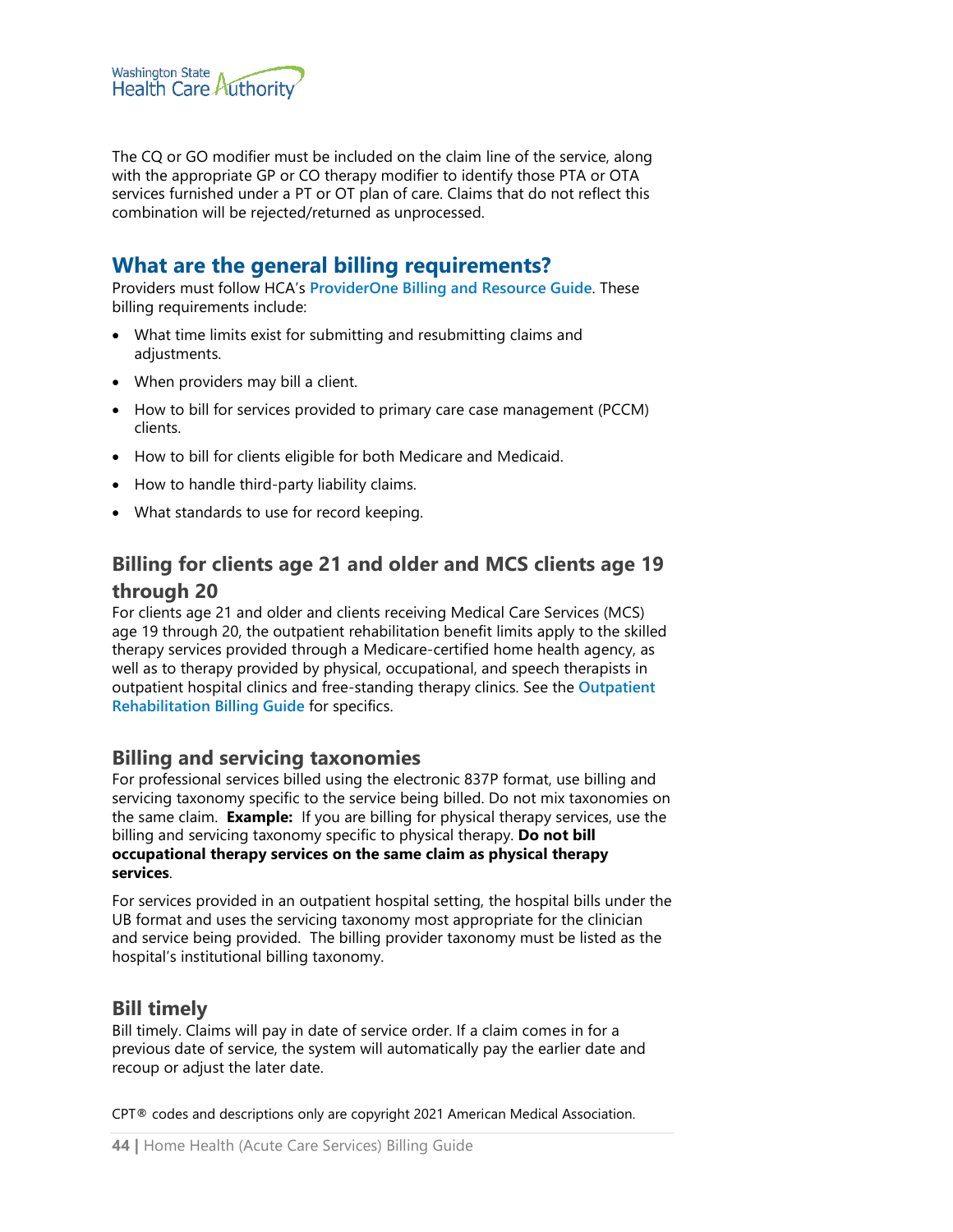The CQ or GO modifier must be included on the claim line of the service, along with the appropriate GP or CO therapy modifier to identify those PTA or OTA services furnished under a PT or OT plan of care. Claims that do not reflect this combination will be rejected/returned as unprocessed.

## What are the general billing requirements?

Providers must follow HCA's ProviderOne Billing and Resource Guide. These billing requirements include:

- What time limits exist for submitting and resubmitting claims and adjustments.
- When providers may bill a client.
- How to bill for services provided to primary care case management (PCCM) clients.
- How to bill for clients eligible for both Medicare and Medicaid.
- How to handle third-party liability claims.
- What standards to use for record keeping.

### Billing for clients age 21 and older and MCS clients age 19 through 20

For clients age 21 and older and clients receiving Medical Care Services (MCS) age 19 through 20, the outpatient rehabilitation benefit limits apply to the skilled therapy services provided through a Medicare-certified home health agency, as well as to therapy provided by physical, occupational, and speech therapists in outpatient hospital clinics and free-standing therapy clinics. See the Outpatient Rehabilitation Billing Guide for specifics.

### Billing and servicing taxonomies

For professional services billed using the electronic 837P format, use billing and servicing taxonomy specific to the service being billed. Do not mix taxonomies on the same claim. **Example:** If you are billing for physical therapy services, use the billing and servicing taxonomy specific to physical therapy. **Do not bill occupational therapy services on the same claim as physical therapy services**.

For services provided in an outpatient hospital setting, the hospital bills under the UB format and uses the servicing taxonomy most appropriate for the clinician and service being provided. The billing provider taxonomy must be listed as the hospital's institutional billing taxonomy.

### Bill timely

Bill timely. Claims will pay in date of service order. If a claim comes in for a previous date of service, the system will automatically pay the earlier date and recoup or adjust the later date.

CPT® codes and descriptions only are copyright 2021 American Medical Association.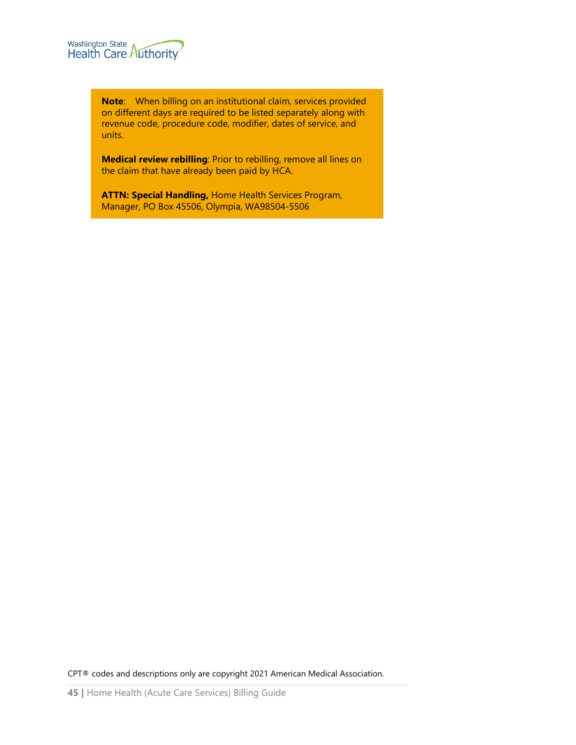**Note**: When billing on an institutional claim, services provided on different days are required to be listed separately along with revenue code, procedure code, modifier, dates of service, and units.

**Medical review rebilling**: Prior to rebilling, remove all lines on the claim that have already been paid by HCA.

**ATTN: Special Handling,** Home Health Services Program, Manager, PO Box 45506, Olympia, WA98504-5506

CPT® codes and descriptions only are copyright 2021 American Medical Association.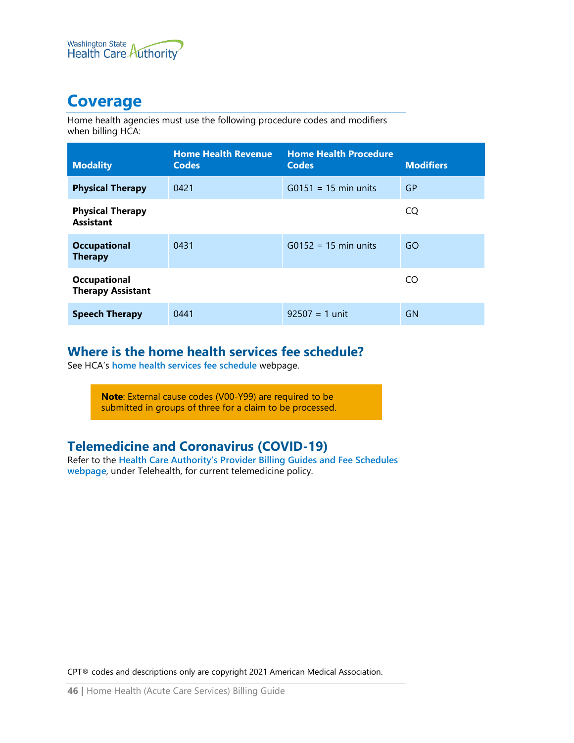## Coverage

Home health agencies must use the following procedure codes and modifiers when billing HCA:

| Modality | Home Health Revenue Codes | Home Health Procedure Codes | Modifiers |
|---|---|---|---|
| **Physical Therapy** | 0421 | G0151 = 15 min units | GP |
| **Physical Therapy Assistant** | | | CQ |
| **Occupational Therapy** | 0431 | G0152 = 15 min units | GO |
| **Occupational Therapy Assistant** | | | CO |
| **Speech Therapy** | 0441 | 92507 = 1 unit | GN |

### Where is the home health services fee schedule?

See HCA's home health services fee schedule webpage.

> **Note**: External cause codes (V00-Y99) are required to be submitted in groups of three for a claim to be processed.

### Telemedicine and Coronavirus (COVID-19)

Refer to the Health Care Authority's Provider Billing Guides and Fee Schedules webpage, under Telehealth, for current telemedicine policy.

CPT® codes and descriptions only are copyright 2021 American Medical Association.